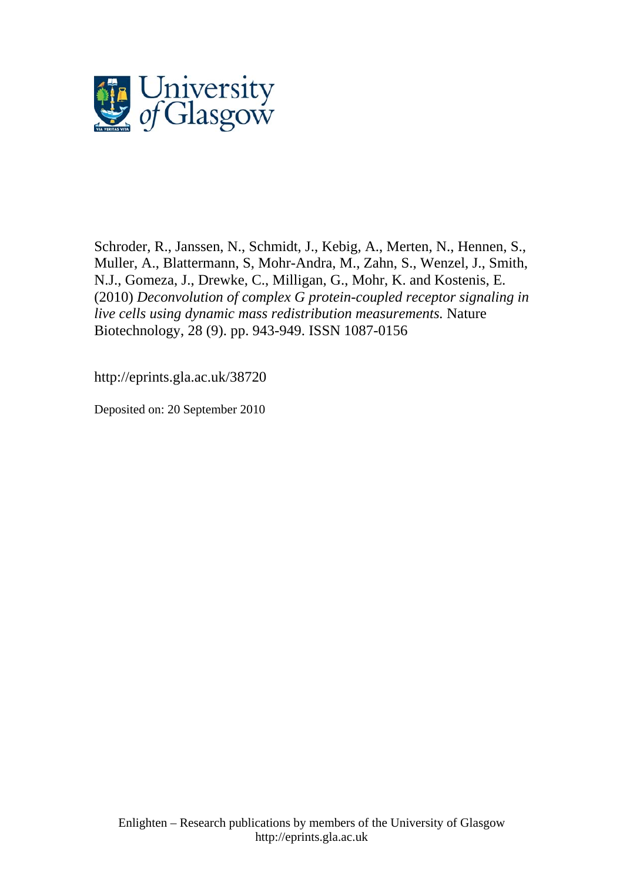University of Glasgow

Schroder, R., Janssen, N., Schmidt, J., Kebig, A., Merten, N., Hennen, S., Muller, A., Blattermann, S, Mohr-Andra, M., Zahn, S., Wenzel, J., Smith, N.J., Gomeza, J., Drewke, C., Milligan, G., Mohr, K. and Kostenis, E. (2010) *Deconvolution of complex G protein-coupled receptor signaling in live cells using dynamic mass redistribution measurements.* Nature Biotechnology, 28 (9). pp. 943-949. ISSN 1087-0156

http://eprints.gla.ac.uk/38720

Deposited on: 20 September 2010

Enlighten – Research publications by members of the University of Glasgow
http://eprints.gla.ac.uk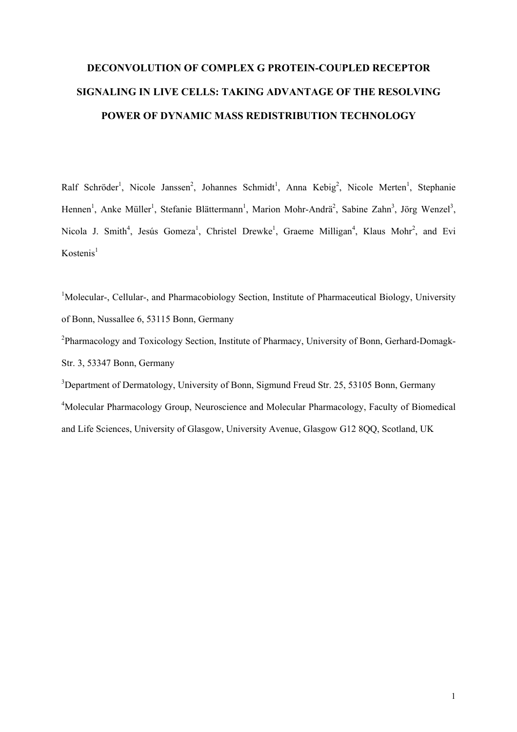# DECONVOLUTION OF COMPLEX G PROTEIN-COUPLED RECEPTOR SIGNALING IN LIVE CELLS: TAKING ADVANTAGE OF THE RESOLVING POWER OF DYNAMIC MASS REDISTRIBUTION TECHNOLOGY

Ralf Schröder[1], Nicole Janssen[2], Johannes Schmidt[1], Anna Kebig[2], Nicole Merten[1], Stephanie Hennen[1], Anke Müller[1], Stefanie Blättermann[1], Marion Mohr-Andrä[2], Sabine Zahn[3], Jörg Wenzel[3], Nicola J. Smith[4], Jesús Gomeza[1], Christel Drewke[1], Graeme Milligan[4], Klaus Mohr[2], and Evi Kostenis[1]

[1]Molecular-, Cellular-, and Pharmacobiology Section, Institute of Pharmaceutical Biology, University of Bonn, Nussallee 6, 53115 Bonn, Germany

[2]Pharmacology and Toxicology Section, Institute of Pharmacy, University of Bonn, Gerhard-Domagk-Str. 3, 53347 Bonn, Germany

[3]Department of Dermatology, University of Bonn, Sigmund Freud Str. 25, 53105 Bonn, Germany

[4]Molecular Pharmacology Group, Neuroscience and Molecular Pharmacology, Faculty of Biomedical and Life Sciences, University of Glasgow, University Avenue, Glasgow G12 8QQ, Scotland, UK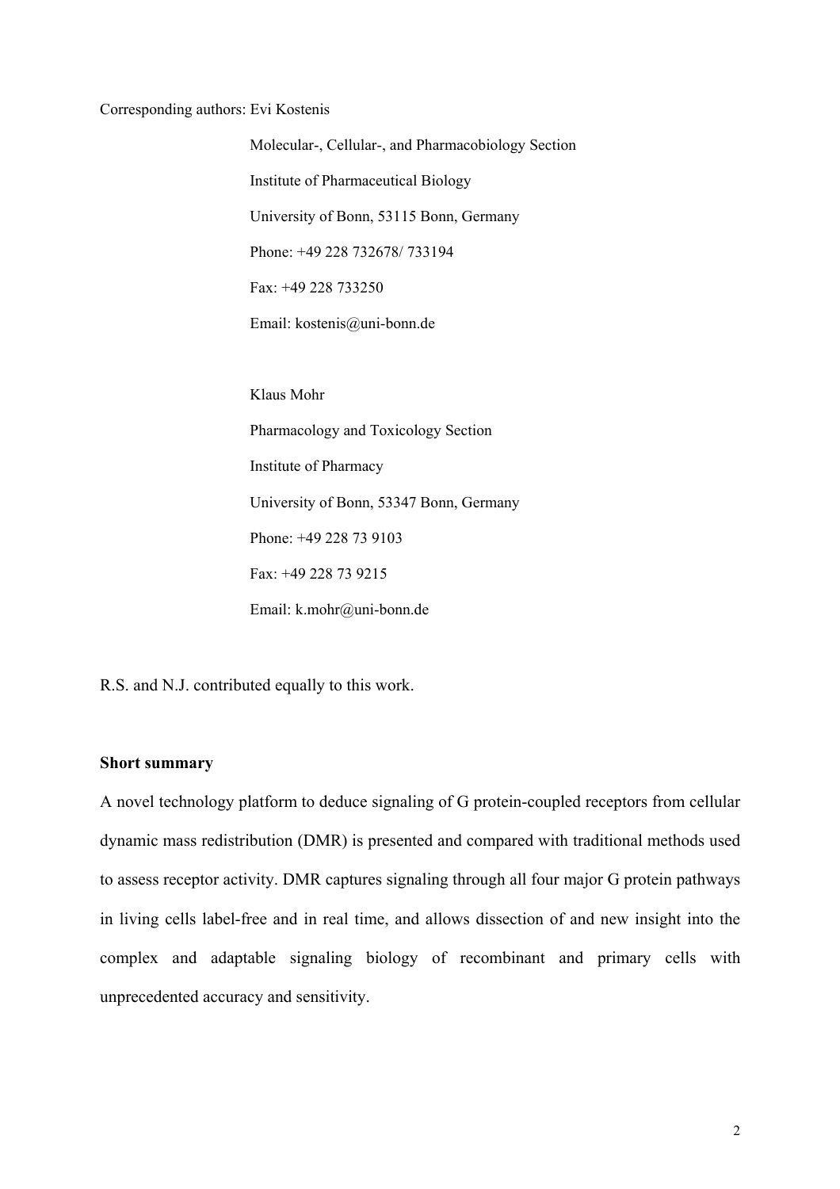Corresponding authors: Evi Kostenis

Molecular-, Cellular-, and Pharmacobiology Section

Institute of Pharmaceutical Biology

University of Bonn, 53115 Bonn, Germany

Phone: +49 228 732678/ 733194

Fax: +49 228 733250

Email: kostenis@uni-bonn.de

Klaus Mohr

Pharmacology and Toxicology Section

Institute of Pharmacy

University of Bonn, 53347 Bonn, Germany

Phone: +49 228 73 9103

Fax: +49 228 73 9215

Email: k.mohr@uni-bonn.de

R.S. and N.J. contributed equally to this work.

**Short summary**

A novel technology platform to deduce signaling of G protein-coupled receptors from cellular dynamic mass redistribution (DMR) is presented and compared with traditional methods used to assess receptor activity. DMR captures signaling through all four major G protein pathways in living cells label-free and in real time, and allows dissection of and new insight into the complex and adaptable signaling biology of recombinant and primary cells with unprecedented accuracy and sensitivity.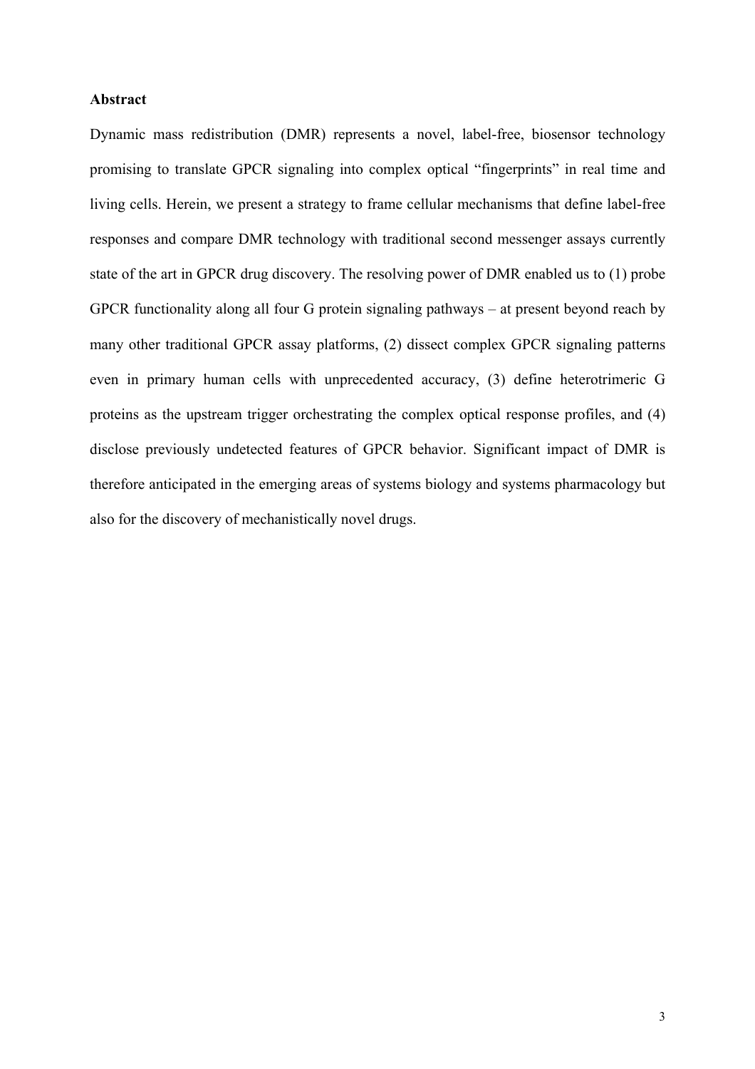## Abstract

Dynamic mass redistribution (DMR) represents a novel, label-free, biosensor technology promising to translate GPCR signaling into complex optical "fingerprints" in real time and living cells. Herein, we present a strategy to frame cellular mechanisms that define label-free responses and compare DMR technology with traditional second messenger assays currently state of the art in GPCR drug discovery. The resolving power of DMR enabled us to (1) probe GPCR functionality along all four G protein signaling pathways – at present beyond reach by many other traditional GPCR assay platforms, (2) dissect complex GPCR signaling patterns even in primary human cells with unprecedented accuracy, (3) define heterotrimeric G proteins as the upstream trigger orchestrating the complex optical response profiles, and (4) disclose previously undetected features of GPCR behavior. Significant impact of DMR is therefore anticipated in the emerging areas of systems biology and systems pharmacology but also for the discovery of mechanistically novel drugs.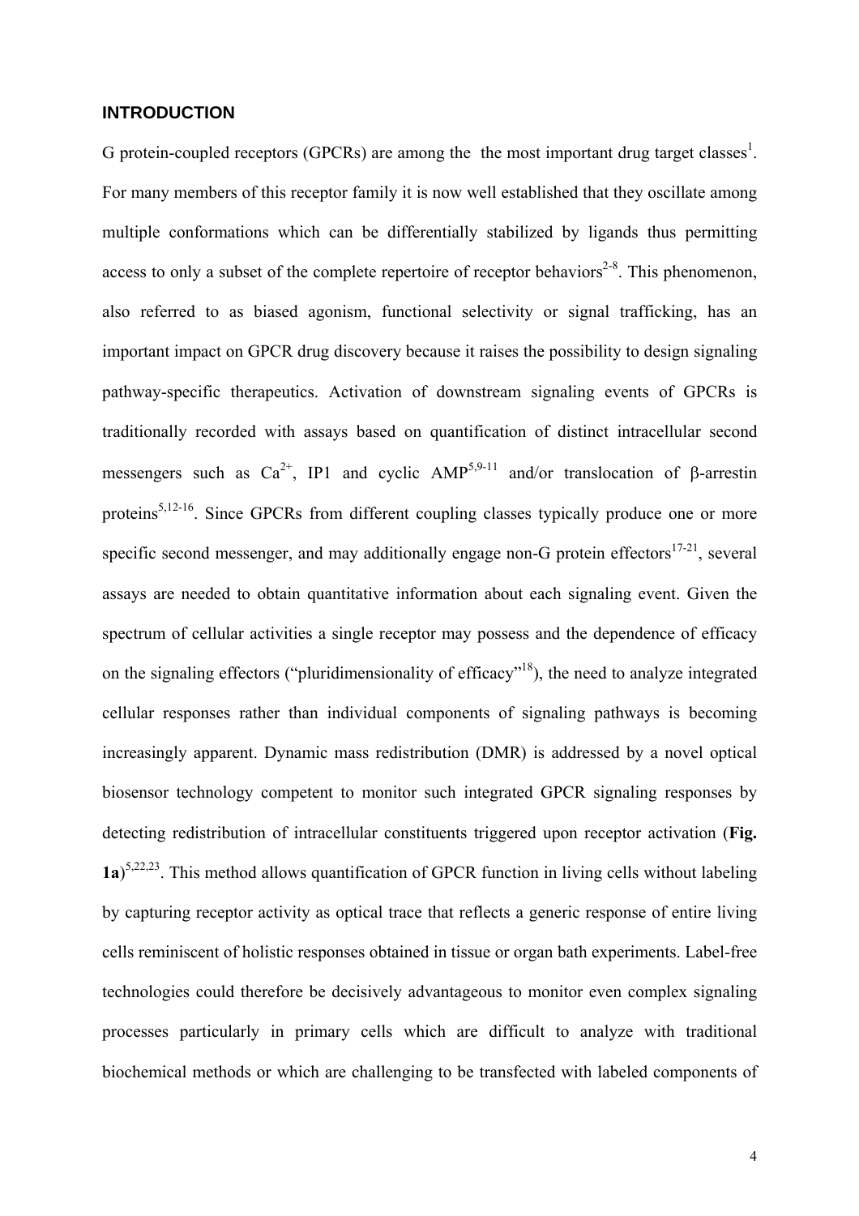## INTRODUCTION

G protein-coupled receptors (GPCRs) are among the the most important drug target classes[1]. For many members of this receptor family it is now well established that they oscillate among multiple conformations which can be differentially stabilized by ligands thus permitting access to only a subset of the complete repertoire of receptor behaviors[2-8]. This phenomenon, also referred to as biased agonism, functional selectivity or signal trafficking, has an important impact on GPCR drug discovery because it raises the possibility to design signaling pathway-specific therapeutics. Activation of downstream signaling events of GPCRs is traditionally recorded with assays based on quantification of distinct intracellular second messengers such as $Ca^{2+}$, IP1 and cyclic AMP[5,9-11] and/or translocation of β-arrestin proteins[5,12-16]. Since GPCRs from different coupling classes typically produce one or more specific second messenger, and may additionally engage non-G protein effectors[17-21], several assays are needed to obtain quantitative information about each signaling event. Given the spectrum of cellular activities a single receptor may possess and the dependence of efficacy on the signaling effectors ("pluridimensionality of efficacy"[18]), the need to analyze integrated cellular responses rather than individual components of signaling pathways is becoming increasingly apparent. Dynamic mass redistribution (DMR) is addressed by a novel optical biosensor technology competent to monitor such integrated GPCR signaling responses by detecting redistribution of intracellular constituents triggered upon receptor activation (**Fig. 1a**)[5,22,23]. This method allows quantification of GPCR function in living cells without labeling by capturing receptor activity as optical trace that reflects a generic response of entire living cells reminiscent of holistic responses obtained in tissue or organ bath experiments. Label-free technologies could therefore be decisively advantageous to monitor even complex signaling processes particularly in primary cells which are difficult to analyze with traditional biochemical methods or which are challenging to be transfected with labeled components of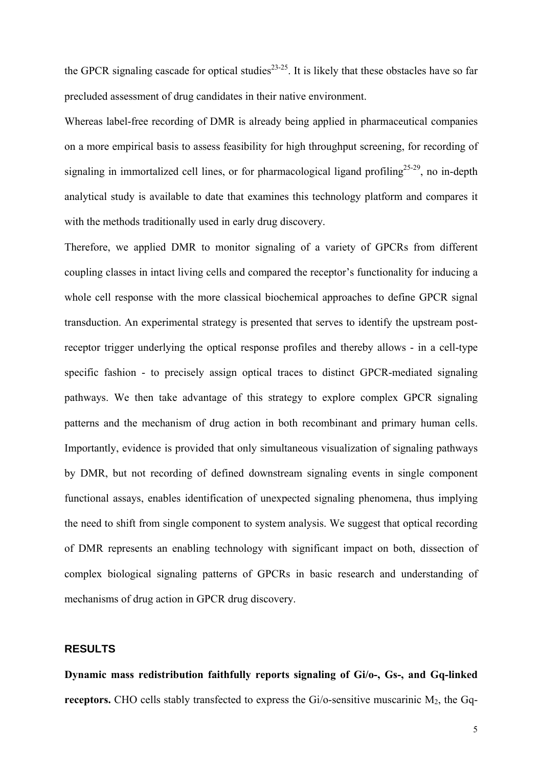the GPCR signaling cascade for optical studies[23-25]. It is likely that these obstacles have so far precluded assessment of drug candidates in their native environment.

Whereas label-free recording of DMR is already being applied in pharmaceutical companies on a more empirical basis to assess feasibility for high throughput screening, for recording of signaling in immortalized cell lines, or for pharmacological ligand profiling[25-29], no in-depth analytical study is available to date that examines this technology platform and compares it with the methods traditionally used in early drug discovery.

Therefore, we applied DMR to monitor signaling of a variety of GPCRs from different coupling classes in intact living cells and compared the receptor's functionality for inducing a whole cell response with the more classical biochemical approaches to define GPCR signal transduction. An experimental strategy is presented that serves to identify the upstream post-receptor trigger underlying the optical response profiles and thereby allows - in a cell-type specific fashion - to precisely assign optical traces to distinct GPCR-mediated signaling pathways. We then take advantage of this strategy to explore complex GPCR signaling patterns and the mechanism of drug action in both recombinant and primary human cells. Importantly, evidence is provided that only simultaneous visualization of signaling pathways by DMR, but not recording of defined downstream signaling events in single component functional assays, enables identification of unexpected signaling phenomena, thus implying the need to shift from single component to system analysis. We suggest that optical recording of DMR represents an enabling technology with significant impact on both, dissection of complex biological signaling patterns of GPCRs in basic research and understanding of mechanisms of drug action in GPCR drug discovery.

## RESULTS

**Dynamic mass redistribution faithfully reports signaling of Gi/o-, Gs-, and Gq-linked receptors.** CHO cells stably transfected to express the Gi/o-sensitive muscarinic $M_2$, the Gq-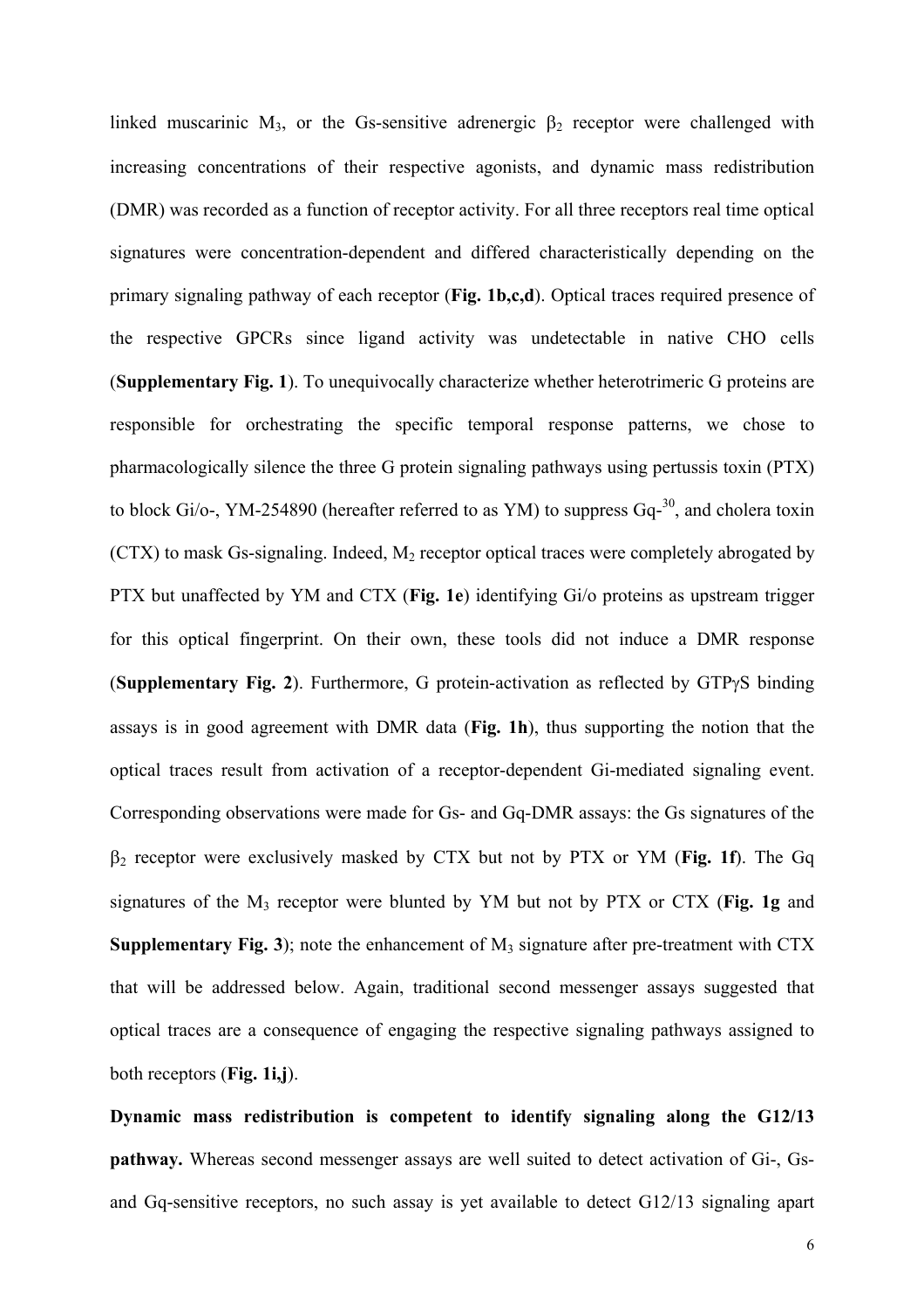linked muscarinic $M_3$, or the Gs-sensitive adrenergic $\beta_2$ receptor were challenged with increasing concentrations of their respective agonists, and dynamic mass redistribution (DMR) was recorded as a function of receptor activity. For all three receptors real time optical signatures were concentration-dependent and differed characteristically depending on the primary signaling pathway of each receptor (**Fig. 1b,c,d**). Optical traces required presence of the respective GPCRs since ligand activity was undetectable in native CHO cells (**Supplementary Fig. 1**). To unequivocally characterize whether heterotrimeric G proteins are responsible for orchestrating the specific temporal response patterns, we chose to pharmacologically silence the three G protein signaling pathways using pertussis toxin (PTX) to block Gi/o-, YM-254890 (hereafter referred to as YM) to suppress Gq-[30], and cholera toxin (CTX) to mask Gs-signaling. Indeed, $M_2$ receptor optical traces were completely abrogated by PTX but unaffected by YM and CTX (**Fig. 1e**) identifying Gi/o proteins as upstream trigger for this optical fingerprint. On their own, these tools did not induce a DMR response (**Supplementary Fig. 2**). Furthermore, G protein-activation as reflected by GTPγS binding assays is in good agreement with DMR data (**Fig. 1h**), thus supporting the notion that the optical traces result from activation of a receptor-dependent Gi-mediated signaling event. Corresponding observations were made for Gs- and Gq-DMR assays: the Gs signatures of the $\beta_2$ receptor were exclusively masked by CTX but not by PTX or YM (**Fig. 1f**). The Gq signatures of the $M_3$ receptor were blunted by YM but not by PTX or CTX (**Fig. 1g** and **Supplementary Fig. 3**); note the enhancement of $M_3$ signature after pre-treatment with CTX that will be addressed below. Again, traditional second messenger assays suggested that optical traces are a consequence of engaging the respective signaling pathways assigned to both receptors (**Fig. 1i,j**).

**Dynamic mass redistribution is competent to identify signaling along the G12/13 pathway.** Whereas second messenger assays are well suited to detect activation of Gi-, Gs- and Gq-sensitive receptors, no such assay is yet available to detect G12/13 signaling apart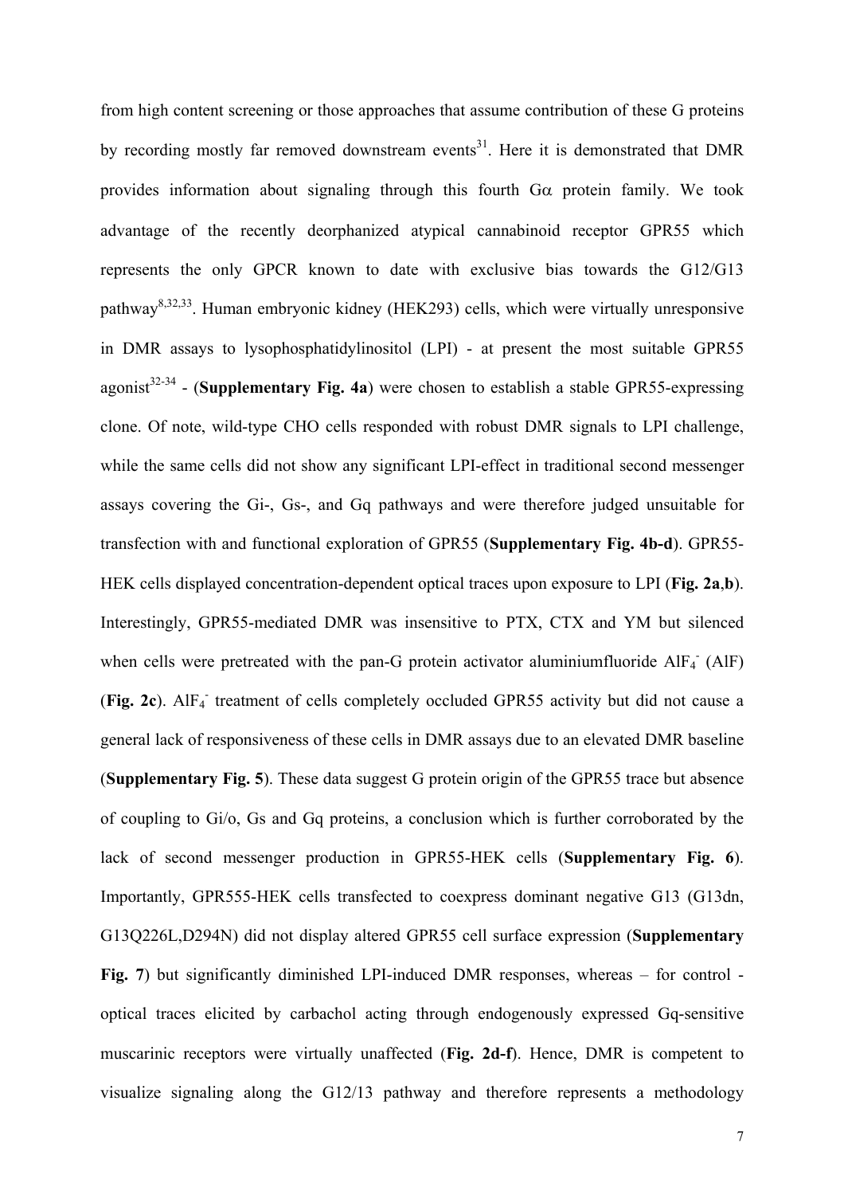from high content screening or those approaches that assume contribution of these G proteins by recording mostly far removed downstream events[31]. Here it is demonstrated that DMR provides information about signaling through this fourth Gα protein family. We took advantage of the recently deorphanized atypical cannabinoid receptor GPR55 which represents the only GPCR known to date with exclusive bias towards the G12/G13 pathway[8,32,33]. Human embryonic kidney (HEK293) cells, which were virtually unresponsive in DMR assays to lysophosphatidylinositol (LPI) - at present the most suitable GPR55 agonist[32-34] - (**Supplementary Fig. 4a**) were chosen to establish a stable GPR55-expressing clone. Of note, wild-type CHO cells responded with robust DMR signals to LPI challenge, while the same cells did not show any significant LPI-effect in traditional second messenger assays covering the Gi-, Gs-, and Gq pathways and were therefore judged unsuitable for transfection with and functional exploration of GPR55 (**Supplementary Fig. 4b-d**). GPR55-HEK cells displayed concentration-dependent optical traces upon exposure to LPI (**Fig. 2a**,**b**). Interestingly, GPR55-mediated DMR was insensitive to PTX, CTX and YM but silenced when cells were pretreated with the pan-G protein activator aluminiumfluoride $AlF_4^-$ (AlF) (**Fig. 2c**). $AlF_4^-$ treatment of cells completely occluded GPR55 activity but did not cause a general lack of responsiveness of these cells in DMR assays due to an elevated DMR baseline (**Supplementary Fig. 5**). These data suggest G protein origin of the GPR55 trace but absence of coupling to Gi/o, Gs and Gq proteins, a conclusion which is further corroborated by the lack of second messenger production in GPR55-HEK cells (**Supplementary Fig. 6**). Importantly, GPR555-HEK cells transfected to coexpress dominant negative G13 (G13dn, G13Q226L,D294N) did not display altered GPR55 cell surface expression (**Supplementary Fig. 7**) but significantly diminished LPI-induced DMR responses, whereas – for control - optical traces elicited by carbachol acting through endogenously expressed Gq-sensitive muscarinic receptors were virtually unaffected (**Fig. 2d-f**). Hence, DMR is competent to visualize signaling along the G12/13 pathway and therefore represents a methodology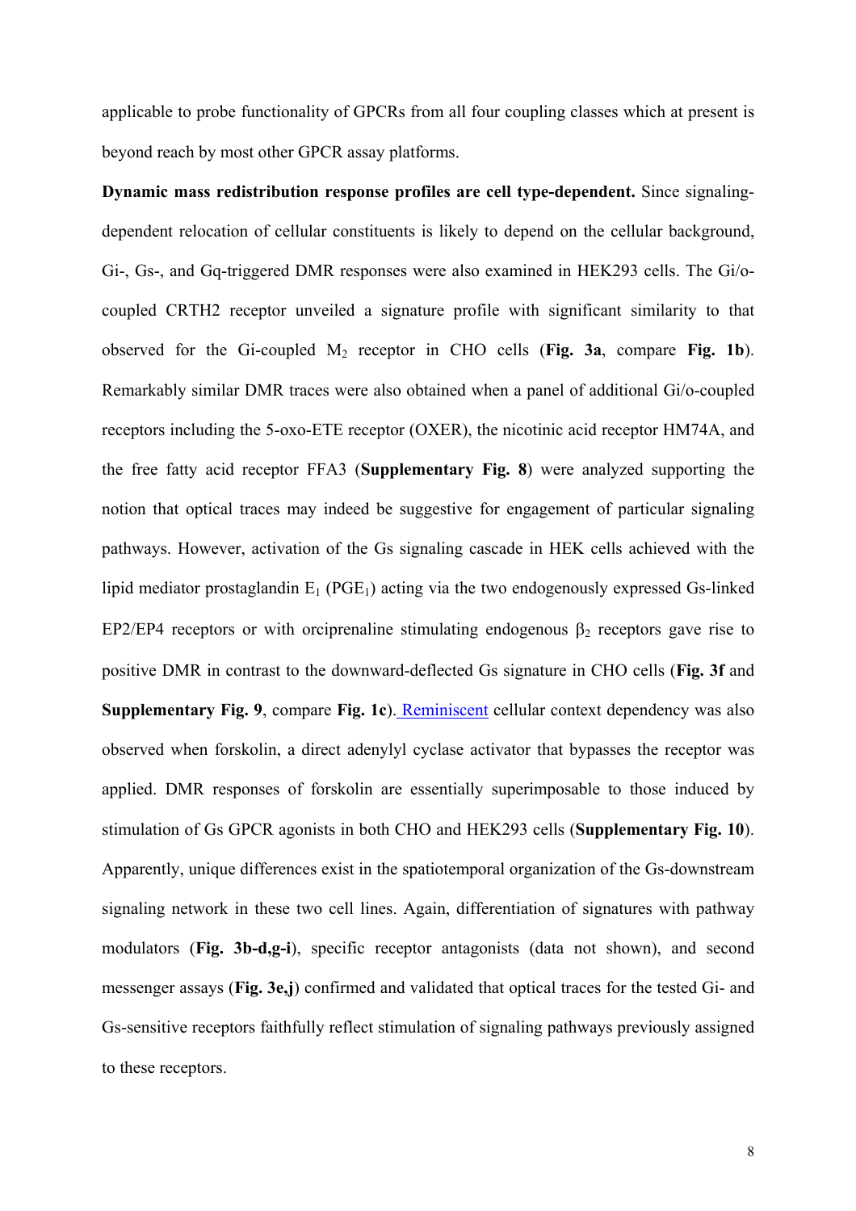applicable to probe functionality of GPCRs from all four coupling classes which at present is beyond reach by most other GPCR assay platforms.

**Dynamic mass redistribution response profiles are cell type-dependent.** Since signaling-dependent relocation of cellular constituents is likely to depend on the cellular background, Gi-, Gs-, and Gq-triggered DMR responses were also examined in HEK293 cells. The Gi/o-coupled CRTH2 receptor unveiled a signature profile with significant similarity to that observed for the Gi-coupled $M_2$ receptor in CHO cells (**Fig. 3a**, compare **Fig. 1b**). Remarkably similar DMR traces were also obtained when a panel of additional Gi/o-coupled receptors including the 5-oxo-ETE receptor (OXER), the nicotinic acid receptor HM74A, and the free fatty acid receptor FFA3 (**Supplementary Fig. 8**) were analyzed supporting the notion that optical traces may indeed be suggestive for engagement of particular signaling pathways. However, activation of the Gs signaling cascade in HEK cells achieved with the lipid mediator prostaglandin $E_1$ ($PGE_1$) acting via the two endogenously expressed Gs-linked EP2/EP4 receptors or with orciprenaline stimulating endogenous $\beta_2$ receptors gave rise to positive DMR in contrast to the downward-deflected Gs signature in CHO cells (**Fig. 3f** and **Supplementary Fig. 9**, compare **Fig. 1c**). Reminiscent cellular context dependency was also observed when forskolin, a direct adenylyl cyclase activator that bypasses the receptor was applied. DMR responses of forskolin are essentially superimposable to those induced by stimulation of Gs GPCR agonists in both CHO and HEK293 cells (**Supplementary Fig. 10**). Apparently, unique differences exist in the spatiotemporal organization of the Gs-downstream signaling network in these two cell lines. Again, differentiation of signatures with pathway modulators (**Fig. 3b-d,g-i**), specific receptor antagonists (data not shown), and second messenger assays (**Fig. 3e,j**) confirmed and validated that optical traces for the tested Gi- and Gs-sensitive receptors faithfully reflect stimulation of signaling pathways previously assigned to these receptors.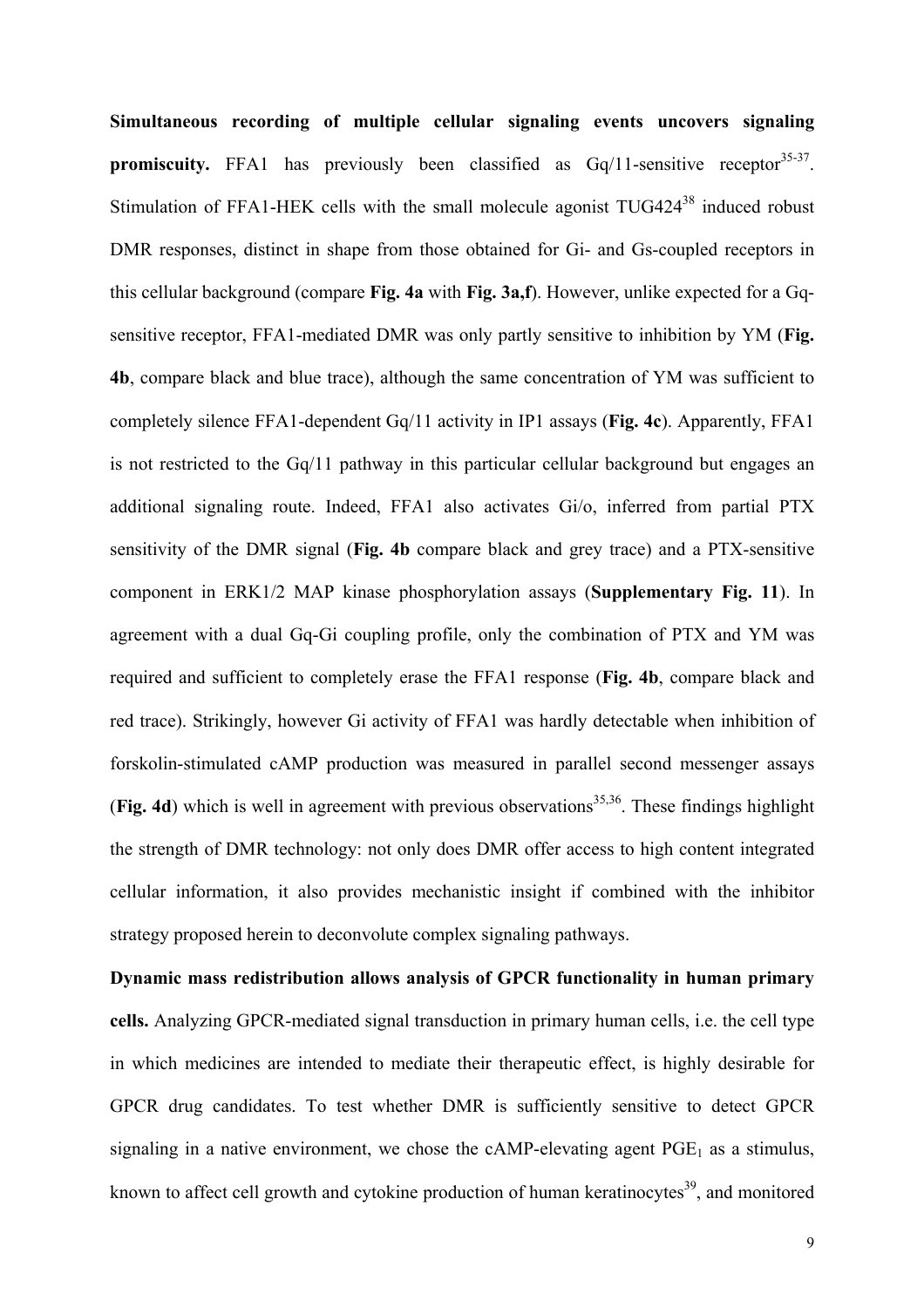**Simultaneous recording of multiple cellular signaling events uncovers signaling promiscuity.** FFA1 has previously been classified as Gq/11-sensitive receptor[35-37]. Stimulation of FFA1-HEK cells with the small molecule agonist TUG424[38] induced robust DMR responses, distinct in shape from those obtained for Gi- and Gs-coupled receptors in this cellular background (compare **Fig. 4a** with **Fig. 3a,f**). However, unlike expected for a Gq-sensitive receptor, FFA1-mediated DMR was only partly sensitive to inhibition by YM (**Fig. 4b**, compare black and blue trace), although the same concentration of YM was sufficient to completely silence FFA1-dependent Gq/11 activity in IP1 assays (**Fig. 4c**). Apparently, FFA1 is not restricted to the Gq/11 pathway in this particular cellular background but engages an additional signaling route. Indeed, FFA1 also activates Gi/o, inferred from partial PTX sensitivity of the DMR signal (**Fig. 4b** compare black and grey trace) and a PTX-sensitive component in ERK1/2 MAP kinase phosphorylation assays (**Supplementary Fig. 11**). In agreement with a dual Gq-Gi coupling profile, only the combination of PTX and YM was required and sufficient to completely erase the FFA1 response (**Fig. 4b**, compare black and red trace). Strikingly, however Gi activity of FFA1 was hardly detectable when inhibition of forskolin-stimulated cAMP production was measured in parallel second messenger assays (**Fig. 4d**) which is well in agreement with previous observations[35,36]. These findings highlight the strength of DMR technology: not only does DMR offer access to high content integrated cellular information, it also provides mechanistic insight if combined with the inhibitor strategy proposed herein to deconvolute complex signaling pathways.

**Dynamic mass redistribution allows analysis of GPCR functionality in human primary cells.** Analyzing GPCR-mediated signal transduction in primary human cells, i.e. the cell type in which medicines are intended to mediate their therapeutic effect, is highly desirable for GPCR drug candidates. To test whether DMR is sufficiently sensitive to detect GPCR signaling in a native environment, we chose the cAMP-elevating agent $PGE_1$ as a stimulus, known to affect cell growth and cytokine production of human keratinocytes[39], and monitored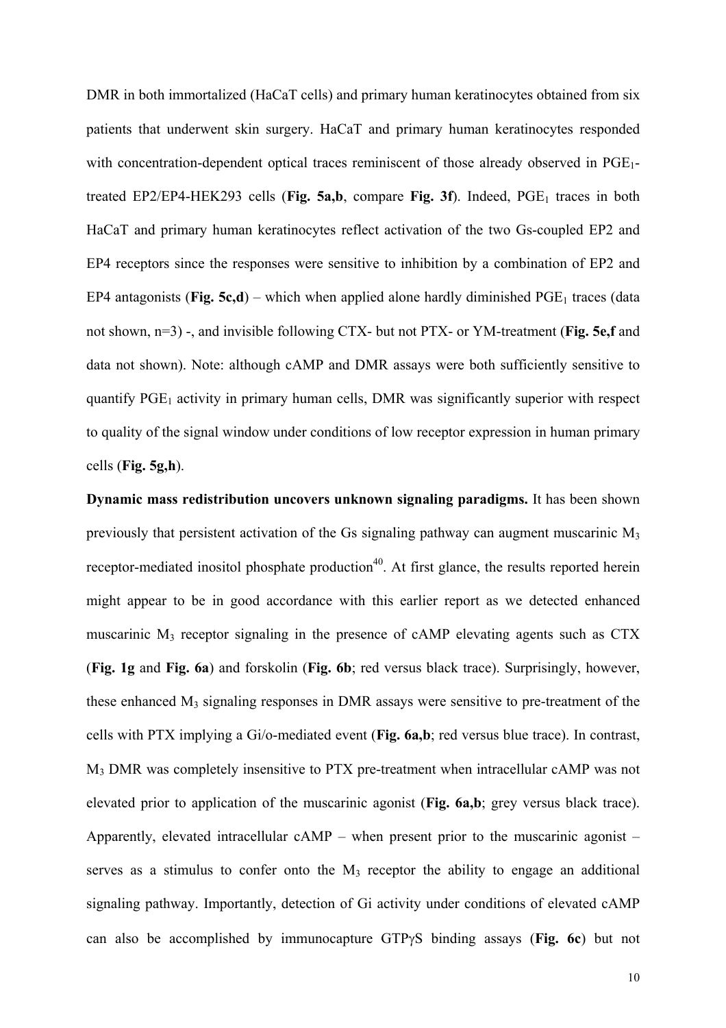DMR in both immortalized (HaCaT cells) and primary human keratinocytes obtained from six patients that underwent skin surgery. HaCaT and primary human keratinocytes responded with concentration-dependent optical traces reminiscent of those already observed in $PGE_1$-treated EP2/EP4-HEK293 cells (**Fig. 5a,b**, compare **Fig. 3f**). Indeed, $PGE_1$ traces in both HaCaT and primary human keratinocytes reflect activation of the two Gs-coupled EP2 and EP4 receptors since the responses were sensitive to inhibition by a combination of EP2 and EP4 antagonists (**Fig. 5c,d**) – which when applied alone hardly diminished $PGE_1$ traces (data not shown, n=3) -, and invisible following CTX- but not PTX- or YM-treatment (**Fig. 5e,f** and data not shown). Note: although cAMP and DMR assays were both sufficiently sensitive to quantify $PGE_1$ activity in primary human cells, DMR was significantly superior with respect to quality of the signal window under conditions of low receptor expression in human primary cells (**Fig. 5g,h**).

**Dynamic mass redistribution uncovers unknown signaling paradigms.** It has been shown previously that persistent activation of the Gs signaling pathway can augment muscarinic $M_3$ receptor-mediated inositol phosphate production[40]. At first glance, the results reported herein might appear to be in good accordance with this earlier report as we detected enhanced muscarinic $M_3$ receptor signaling in the presence of cAMP elevating agents such as CTX (**Fig. 1g** and **Fig. 6a**) and forskolin (**Fig. 6b**; red versus black trace). Surprisingly, however, these enhanced $M_3$ signaling responses in DMR assays were sensitive to pre-treatment of the cells with PTX implying a Gi/o-mediated event (**Fig. 6a,b**; red versus blue trace). In contrast, $M_3$ DMR was completely insensitive to PTX pre-treatment when intracellular cAMP was not elevated prior to application of the muscarinic agonist (**Fig. 6a,b**; grey versus black trace). Apparently, elevated intracellular cAMP – when present prior to the muscarinic agonist – serves as a stimulus to confer onto the $M_3$ receptor the ability to engage an additional signaling pathway. Importantly, detection of Gi activity under conditions of elevated cAMP can also be accomplished by immunocapture GTPγS binding assays (**Fig. 6c**) but not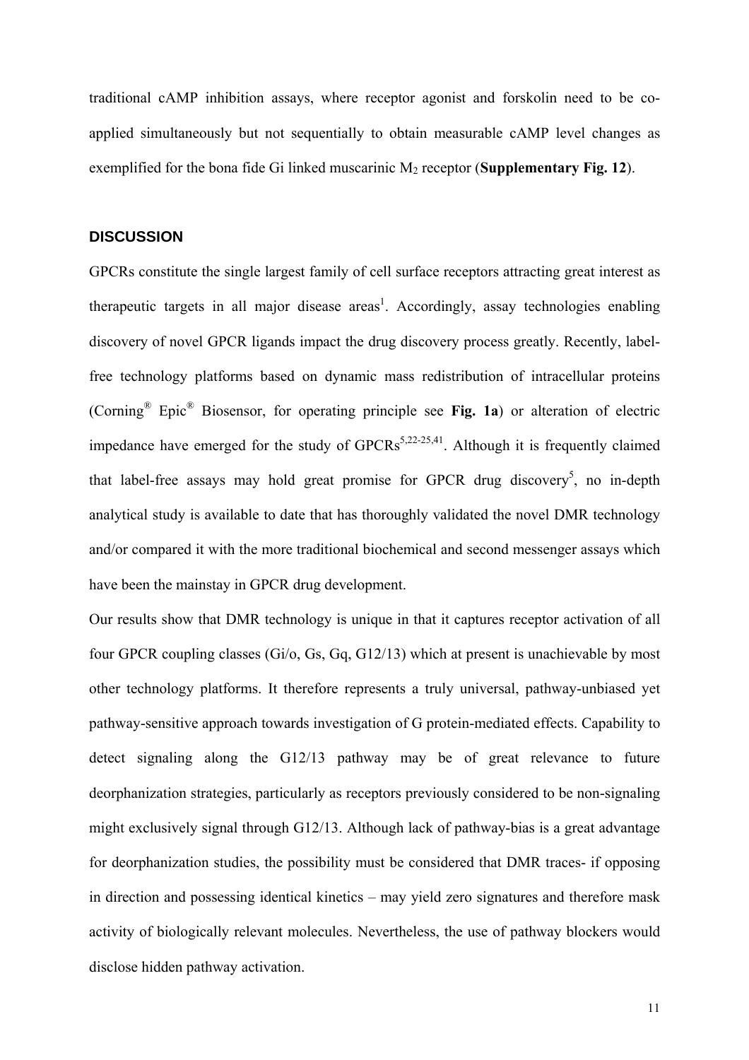traditional cAMP inhibition assays, where receptor agonist and forskolin need to be co-applied simultaneously but not sequentially to obtain measurable cAMP level changes as exemplified for the bona fide Gi linked muscarinic $M_2$ receptor (**Supplementary Fig. 12**).

## DISCUSSION

GPCRs constitute the single largest family of cell surface receptors attracting great interest as therapeutic targets in all major disease areas[1]. Accordingly, assay technologies enabling discovery of novel GPCR ligands impact the drug discovery process greatly. Recently, label-free technology platforms based on dynamic mass redistribution of intracellular proteins (Corning® Epic® Biosensor, for operating principle see **Fig. 1a**) or alteration of electric impedance have emerged for the study of GPCRs[5,22-25,41]. Although it is frequently claimed that label-free assays may hold great promise for GPCR drug discovery[5], no in-depth analytical study is available to date that has thoroughly validated the novel DMR technology and/or compared it with the more traditional biochemical and second messenger assays which have been the mainstay in GPCR drug development.

Our results show that DMR technology is unique in that it captures receptor activation of all four GPCR coupling classes (Gi/o, Gs, Gq, G12/13) which at present is unachievable by most other technology platforms. It therefore represents a truly universal, pathway-unbiased yet pathway-sensitive approach towards investigation of G protein-mediated effects. Capability to detect signaling along the G12/13 pathway may be of great relevance to future deorphanization strategies, particularly as receptors previously considered to be non-signaling might exclusively signal through G12/13. Although lack of pathway-bias is a great advantage for deorphanization studies, the possibility must be considered that DMR traces- if opposing in direction and possessing identical kinetics – may yield zero signatures and therefore mask activity of biologically relevant molecules. Nevertheless, the use of pathway blockers would disclose hidden pathway activation.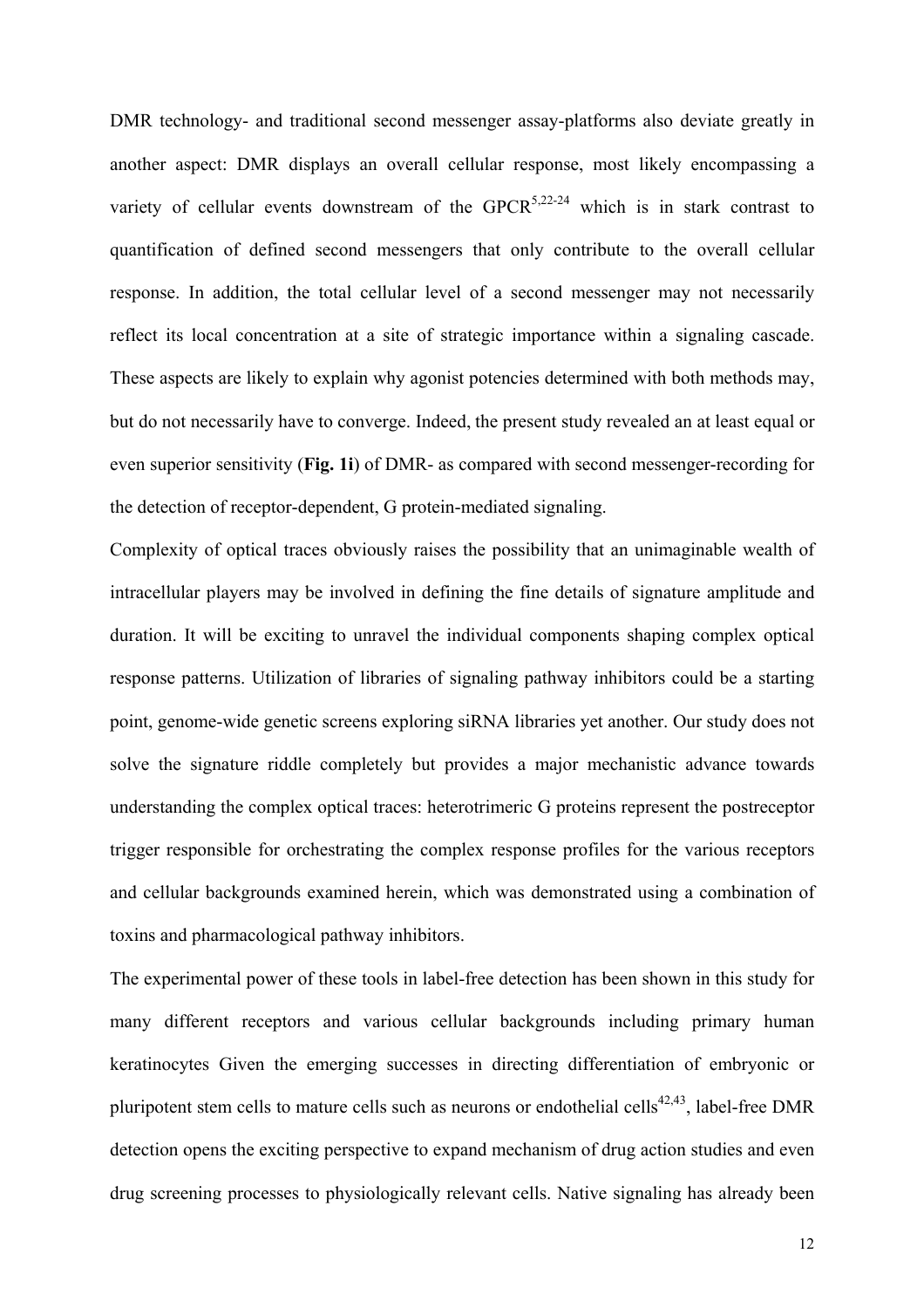DMR technology- and traditional second messenger assay-platforms also deviate greatly in another aspect: DMR displays an overall cellular response, most likely encompassing a variety of cellular events downstream of the GPCR[5,22-24] which is in stark contrast to quantification of defined second messengers that only contribute to the overall cellular response. In addition, the total cellular level of a second messenger may not necessarily reflect its local concentration at a site of strategic importance within a signaling cascade. These aspects are likely to explain why agonist potencies determined with both methods may, but do not necessarily have to converge. Indeed, the present study revealed an at least equal or even superior sensitivity (**Fig. 1i**) of DMR- as compared with second messenger-recording for the detection of receptor-dependent, G protein-mediated signaling.

Complexity of optical traces obviously raises the possibility that an unimaginable wealth of intracellular players may be involved in defining the fine details of signature amplitude and duration. It will be exciting to unravel the individual components shaping complex optical response patterns. Utilization of libraries of signaling pathway inhibitors could be a starting point, genome-wide genetic screens exploring siRNA libraries yet another. Our study does not solve the signature riddle completely but provides a major mechanistic advance towards understanding the complex optical traces: heterotrimeric G proteins represent the postreceptor trigger responsible for orchestrating the complex response profiles for the various receptors and cellular backgrounds examined herein, which was demonstrated using a combination of toxins and pharmacological pathway inhibitors.

The experimental power of these tools in label-free detection has been shown in this study for many different receptors and various cellular backgrounds including primary human keratinocytes Given the emerging successes in directing differentiation of embryonic or pluripotent stem cells to mature cells such as neurons or endothelial cells[42,43], label-free DMR detection opens the exciting perspective to expand mechanism of drug action studies and even drug screening processes to physiologically relevant cells. Native signaling has already been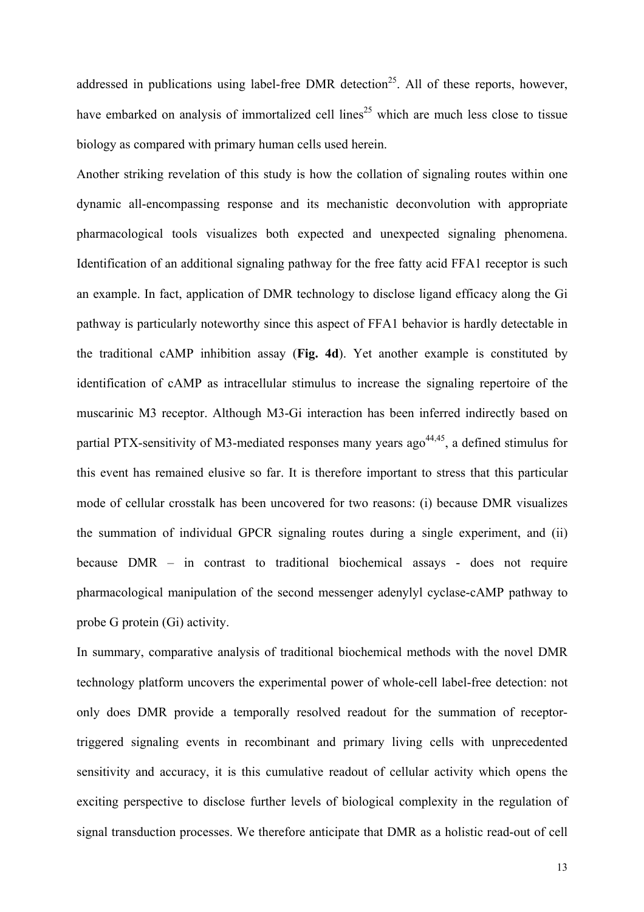addressed in publications using label-free DMR detection[25]. All of these reports, however, have embarked on analysis of immortalized cell lines[25] which are much less close to tissue biology as compared with primary human cells used herein.

Another striking revelation of this study is how the collation of signaling routes within one dynamic all-encompassing response and its mechanistic deconvolution with appropriate pharmacological tools visualizes both expected and unexpected signaling phenomena. Identification of an additional signaling pathway for the free fatty acid FFA1 receptor is such an example. In fact, application of DMR technology to disclose ligand efficacy along the Gi pathway is particularly noteworthy since this aspect of FFA1 behavior is hardly detectable in the traditional cAMP inhibition assay (**Fig. 4d**). Yet another example is constituted by identification of cAMP as intracellular stimulus to increase the signaling repertoire of the muscarinic M3 receptor. Although M3-Gi interaction has been inferred indirectly based on partial PTX-sensitivity of M3-mediated responses many years ago[44,45], a defined stimulus for this event has remained elusive so far. It is therefore important to stress that this particular mode of cellular crosstalk has been uncovered for two reasons: (i) because DMR visualizes the summation of individual GPCR signaling routes during a single experiment, and (ii) because DMR – in contrast to traditional biochemical assays - does not require pharmacological manipulation of the second messenger adenylyl cyclase-cAMP pathway to probe G protein (Gi) activity.

In summary, comparative analysis of traditional biochemical methods with the novel DMR technology platform uncovers the experimental power of whole-cell label-free detection: not only does DMR provide a temporally resolved readout for the summation of receptor-triggered signaling events in recombinant and primary living cells with unprecedented sensitivity and accuracy, it is this cumulative readout of cellular activity which opens the exciting perspective to disclose further levels of biological complexity in the regulation of signal transduction processes. We therefore anticipate that DMR as a holistic read-out of cell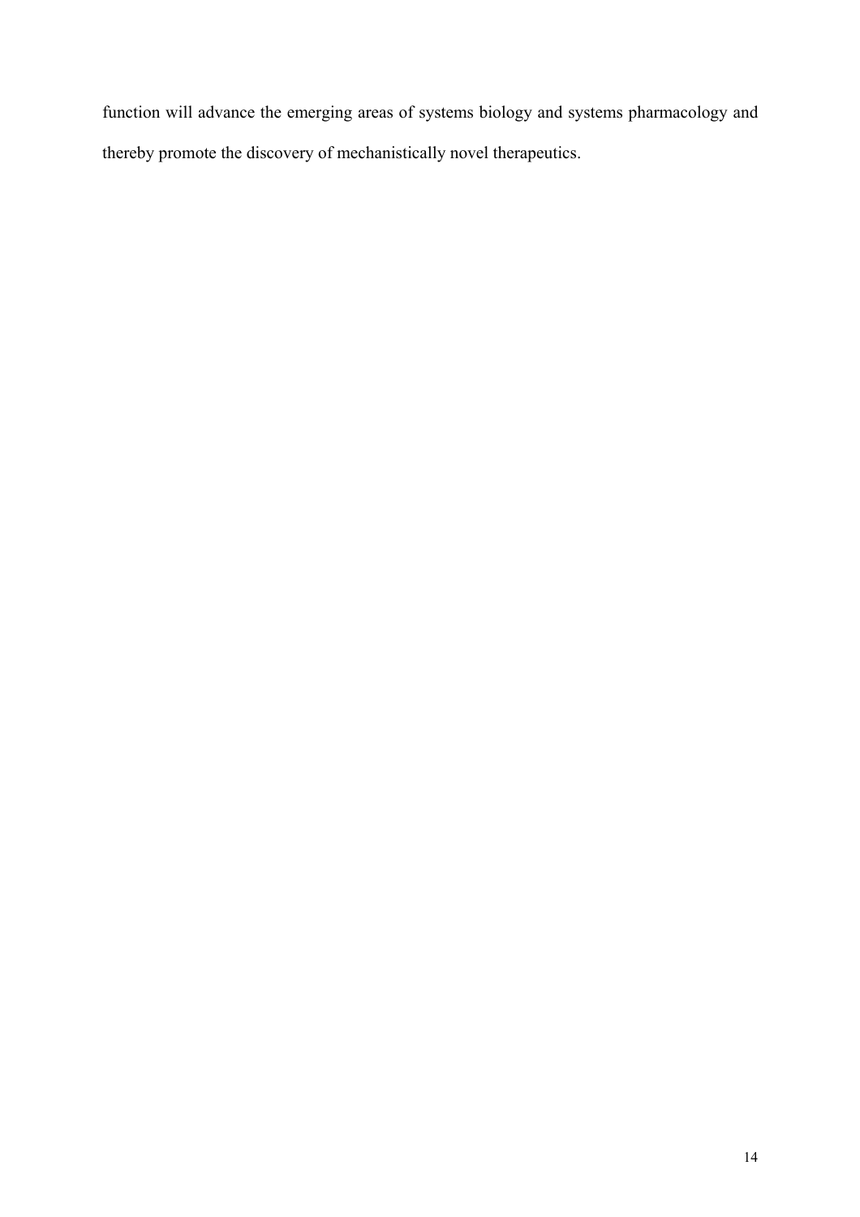function will advance the emerging areas of systems biology and systems pharmacology and thereby promote the discovery of mechanistically novel therapeutics.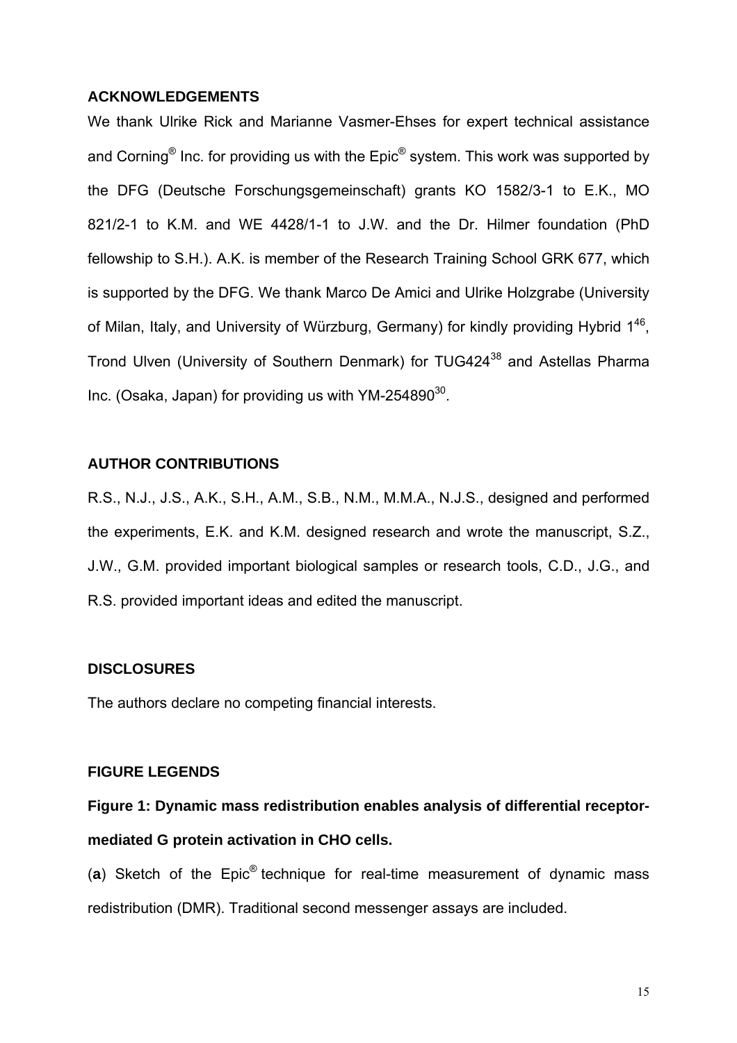## ACKNOWLEDGEMENTS

We thank Ulrike Rick and Marianne Vasmer-Ehses for expert technical assistance and Corning® Inc. for providing us with the Epic® system. This work was supported by the DFG (Deutsche Forschungsgemeinschaft) grants KO 1582/3-1 to E.K., MO 821/2-1 to K.M. and WE 4428/1-1 to J.W. and the Dr. Hilmer foundation (PhD fellowship to S.H.). A.K. is member of the Research Training School GRK 677, which is supported by the DFG. We thank Marco De Amici and Ulrike Holzgrabe (University of Milan, Italy, and University of Würzburg, Germany) for kindly providing Hybrid 1[46], Trond Ulven (University of Southern Denmark) for TUG424[38] and Astellas Pharma Inc. (Osaka, Japan) for providing us with YM-254890[30].

## AUTHOR CONTRIBUTIONS

R.S., N.J., J.S., A.K., S.H., A.M., S.B., N.M., M.M.A., N.J.S., designed and performed the experiments, E.K. and K.M. designed research and wrote the manuscript, S.Z., J.W., G.M. provided important biological samples or research tools, C.D., J.G., and R.S. provided important ideas and edited the manuscript.

## DISCLOSURES

The authors declare no competing financial interests.

## FIGURE LEGENDS

**Figure 1: Dynamic mass redistribution enables analysis of differential receptor-mediated G protein activation in CHO cells.**

(**a**) Sketch of the Epic® technique for real-time measurement of dynamic mass redistribution (DMR). Traditional second messenger assays are included.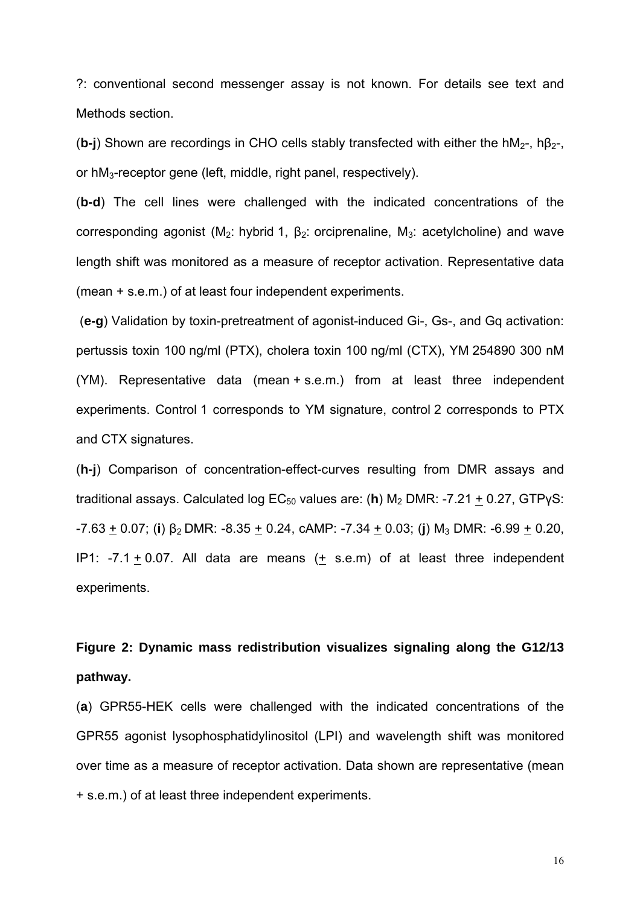?: conventional second messenger assay is not known. For details see text and Methods section.

(**b-j**) Shown are recordings in CHO cells stably transfected with either the $hM_2$-, $h\beta_2$-, or $hM_3$-receptor gene (left, middle, right panel, respectively).

(**b-d**) The cell lines were challenged with the indicated concentrations of the corresponding agonist ($M_2$: hybrid 1, $\beta_2$: orciprenaline, $M_3$: acetylcholine) and wave length shift was monitored as a measure of receptor activation. Representative data (mean + s.e.m.) of at least four independent experiments.

(**e-g**) Validation by toxin-pretreatment of agonist-induced Gi-, Gs-, and Gq activation: pertussis toxin 100 ng/ml (PTX), cholera toxin 100 ng/ml (CTX), YM 254890 300 nM (YM). Representative data (mean + s.e.m.) from at least three independent experiments. Control 1 corresponds to YM signature, control 2 corresponds to PTX and CTX signatures.

(**h-j**) Comparison of concentration-effect-curves resulting from DMR assays and traditional assays. Calculated log $EC_{50}$ values are: (**h**) $M_2$ DMR: -7.21 $\pm$ 0.27, GTPγS: -7.63 $\pm$ 0.07; (**i**) $\beta_2$ DMR: -8.35 $\pm$ 0.24, cAMP: -7.34 $\pm$ 0.03; (**j**) $M_3$ DMR: -6.99 $\pm$ 0.20, IP1: -7.1 $\pm$ 0.07. All data are means ($\pm$ s.e.m) of at least three independent experiments.

**Figure 2: Dynamic mass redistribution visualizes signaling along the G12/13 pathway.**

(**a**) GPR55-HEK cells were challenged with the indicated concentrations of the GPR55 agonist lysophosphatidylinositol (LPI) and wavelength shift was monitored over time as a measure of receptor activation. Data shown are representative (mean + s.e.m.) of at least three independent experiments.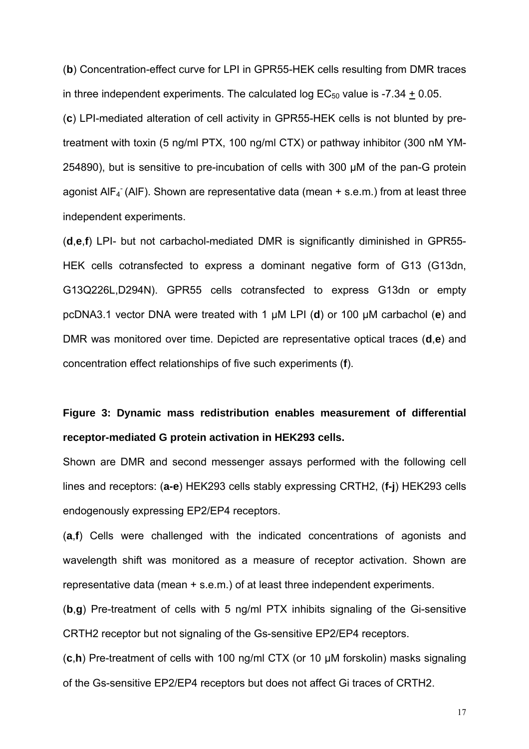(**b**) Concentration-effect curve for LPI in GPR55-HEK cells resulting from DMR traces in three independent experiments. The calculated log $EC_{50}$ value is -7.34 $\pm$ 0.05.

(**c**) LPI-mediated alteration of cell activity in GPR55-HEK cells is not blunted by pre-treatment with toxin (5 ng/ml PTX, 100 ng/ml CTX) or pathway inhibitor (300 nM YM-254890), but is sensitive to pre-incubation of cells with 300 µM of the pan-G protein agonist $AlF_4^-$ (AlF). Shown are representative data (mean + s.e.m.) from at least three independent experiments.

(**d**,**e**,**f**) LPI- but not carbachol-mediated DMR is significantly diminished in GPR55-HEK cells cotransfected to express a dominant negative form of G13 (G13dn, G13Q226L,D294N). GPR55 cells cotransfected to express G13dn or empty pcDNA3.1 vector DNA were treated with 1 µM LPI (**d**) or 100 µM carbachol (**e**) and DMR was monitored over time. Depicted are representative optical traces (**d**,**e**) and concentration effect relationships of five such experiments (**f**).

**Figure 3: Dynamic mass redistribution enables measurement of differential receptor-mediated G protein activation in HEK293 cells.**

Shown are DMR and second messenger assays performed with the following cell lines and receptors: (**a-e**) HEK293 cells stably expressing CRTH2, (**f-j**) HEK293 cells endogenously expressing EP2/EP4 receptors.

(**a**,**f**) Cells were challenged with the indicated concentrations of agonists and wavelength shift was monitored as a measure of receptor activation. Shown are representative data (mean + s.e.m.) of at least three independent experiments.

(**b**,**g**) Pre-treatment of cells with 5 ng/ml PTX inhibits signaling of the Gi-sensitive CRTH2 receptor but not signaling of the Gs-sensitive EP2/EP4 receptors.

(**c**,**h**) Pre-treatment of cells with 100 ng/ml CTX (or 10 µM forskolin) masks signaling of the Gs-sensitive EP2/EP4 receptors but does not affect Gi traces of CRTH2.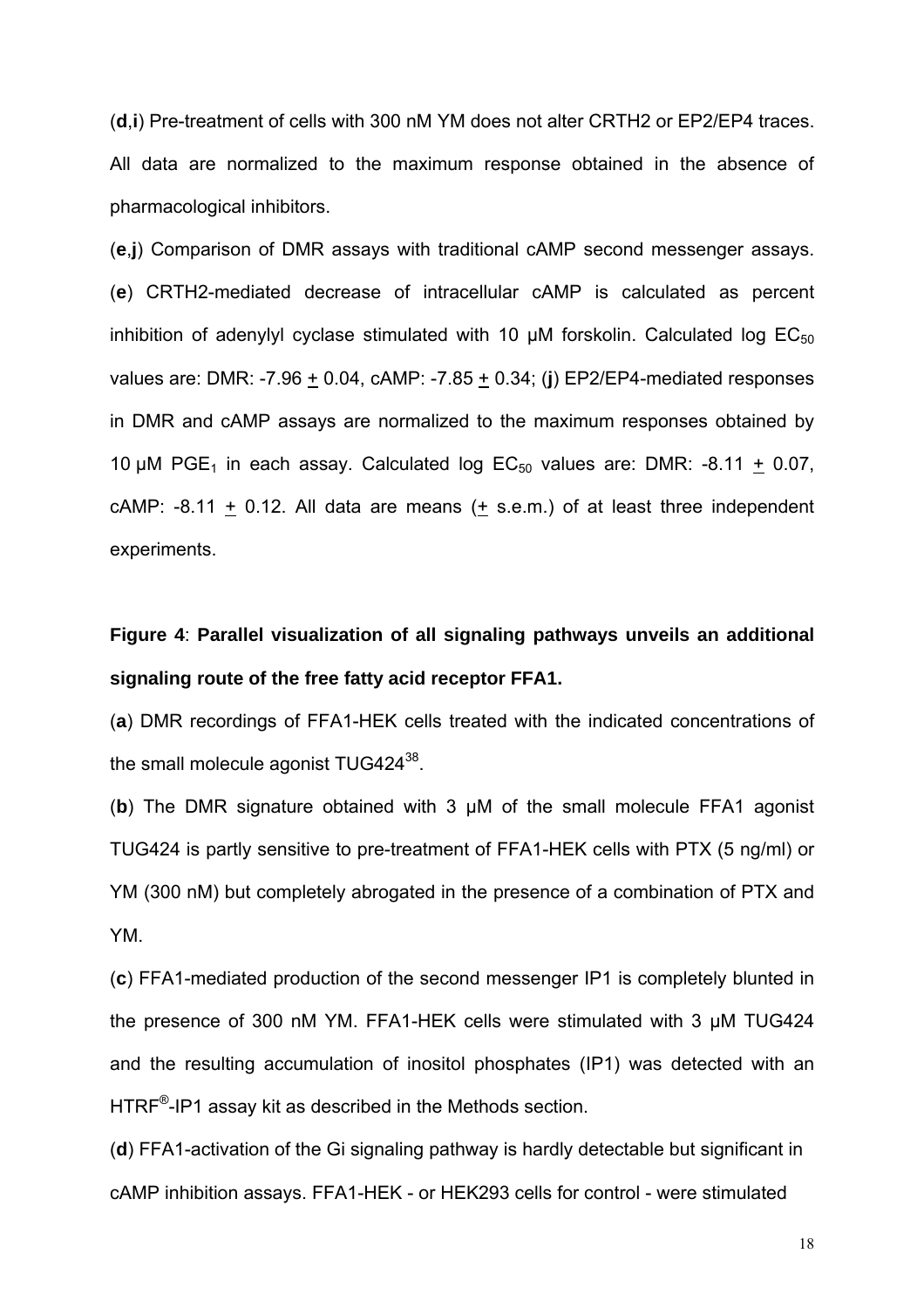(**d**,**i**) Pre-treatment of cells with 300 nM YM does not alter CRTH2 or EP2/EP4 traces. All data are normalized to the maximum response obtained in the absence of pharmacological inhibitors.

(**e**,**j**) Comparison of DMR assays with traditional cAMP second messenger assays. (**e**) CRTH2-mediated decrease of intracellular cAMP is calculated as percent inhibition of adenylyl cyclase stimulated with 10 μM forskolin. Calculated log $EC_{50}$ values are: DMR: -7.96 $\pm$ 0.04, cAMP: -7.85 $\pm$ 0.34; (**j**) EP2/EP4-mediated responses in DMR and cAMP assays are normalized to the maximum responses obtained by 10 μM $PGE_1$ in each assay. Calculated log $EC_{50}$ values are: DMR: -8.11 $\pm$ 0.07, cAMP: -8.11 $\pm$ 0.12. All data are means ($\pm$ s.e.m.) of at least three independent experiments.

**Figure 4**: **Parallel visualization of all signaling pathways unveils an additional signaling route of the free fatty acid receptor FFA1.**

(**a**) DMR recordings of FFA1-HEK cells treated with the indicated concentrations of the small molecule agonist TUG424[38].

(**b**) The DMR signature obtained with 3 μM of the small molecule FFA1 agonist TUG424 is partly sensitive to pre-treatment of FFA1-HEK cells with PTX (5 ng/ml) or YM (300 nM) but completely abrogated in the presence of a combination of PTX and YM.

(**c**) FFA1-mediated production of the second messenger IP1 is completely blunted in the presence of 300 nM YM. FFA1-HEK cells were stimulated with 3 μM TUG424 and the resulting accumulation of inositol phosphates (IP1) was detected with an HTRF®-IP1 assay kit as described in the Methods section.

(**d**) FFA1-activation of the Gi signaling pathway is hardly detectable but significant in cAMP inhibition assays. FFA1-HEK - or HEK293 cells for control - were stimulated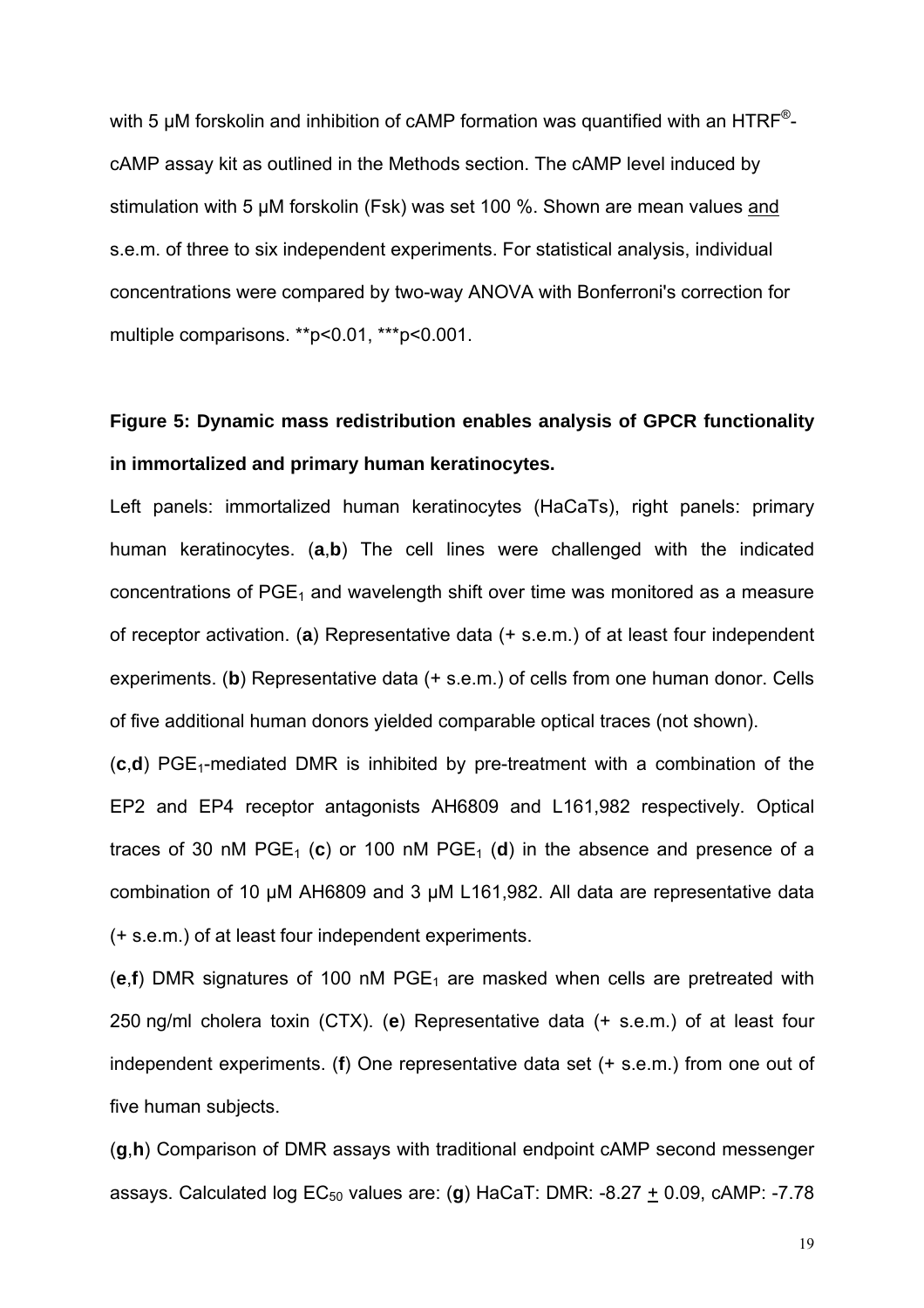with 5 µM forskolin and inhibition of cAMP formation was quantified with an HTRF®-cAMP assay kit as outlined in the Methods section. The cAMP level induced by stimulation with 5 µM forskolin (Fsk) was set 100 %. Shown are mean values and s.e.m. of three to six independent experiments. For statistical analysis, individual concentrations were compared by two-way ANOVA with Bonferroni's correction for multiple comparisons. $^{**}p<0.01$, $^{***}p<0.001$.

**Figure 5: Dynamic mass redistribution enables analysis of GPCR functionality in immortalized and primary human keratinocytes.**

Left panels: immortalized human keratinocytes (HaCaTs), right panels: primary human keratinocytes. (**a**,**b**) The cell lines were challenged with the indicated concentrations of $PGE_1$ and wavelength shift over time was monitored as a measure of receptor activation. (**a**) Representative data (+ s.e.m.) of at least four independent experiments. (**b**) Representative data (+ s.e.m.) of cells from one human donor. Cells of five additional human donors yielded comparable optical traces (not shown).

(**c**,**d**) $PGE_1$-mediated DMR is inhibited by pre-treatment with a combination of the EP2 and EP4 receptor antagonists AH6809 and L161,982 respectively. Optical traces of 30 nM $PGE_1$ (**c**) or 100 nM $PGE_1$ (**d**) in the absence and presence of a combination of 10 µM AH6809 and 3 µM L161,982. All data are representative data (+ s.e.m.) of at least four independent experiments.

(**e**,**f**) DMR signatures of 100 nM $PGE_1$ are masked when cells are pretreated with 250 ng/ml cholera toxin (CTX). (**e**) Representative data (+ s.e.m.) of at least four independent experiments. (**f**) One representative data set (+ s.e.m.) from one out of five human subjects.

(**g**,**h**) Comparison of DMR assays with traditional endpoint cAMP second messenger assays. Calculated log $EC_{50}$ values are: (**g**) HaCaT: DMR: $-8.27 \pm 0.09$, cAMP: -7.78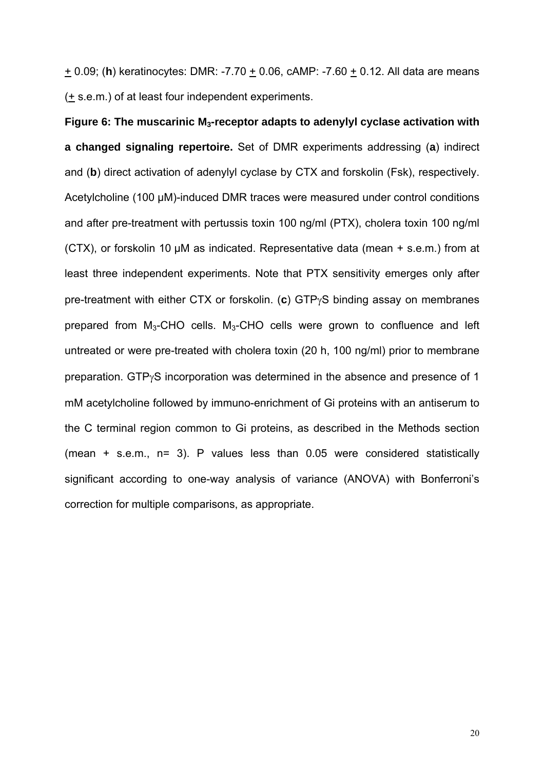± 0.09; (**h**) keratinocytes: DMR: -7.70 ± 0.06, cAMP: -7.60 ± 0.12. All data are means (± s.e.m.) of at least four independent experiments.

**Figure 6: The muscarinic $M_3$-receptor adapts to adenylyl cyclase activation with a changed signaling repertoire.** Set of DMR experiments addressing (**a**) indirect and (**b**) direct activation of adenylyl cyclase by CTX and forskolin (Fsk), respectively. Acetylcholine (100 µM)-induced DMR traces were measured under control conditions and after pre-treatment with pertussis toxin 100 ng/ml (PTX), cholera toxin 100 ng/ml (CTX), or forskolin 10 µM as indicated. Representative data (mean + s.e.m.) from at least three independent experiments. Note that PTX sensitivity emerges only after pre-treatment with either CTX or forskolin. (**c**) GTPγS binding assay on membranes prepared from $M_3$-CHO cells. $M_3$-CHO cells were grown to confluence and left untreated or were pre-treated with cholera toxin (20 h, 100 ng/ml) prior to membrane preparation. GTPγS incorporation was determined in the absence and presence of 1 mM acetylcholine followed by immuno-enrichment of Gi proteins with an antiserum to the C terminal region common to Gi proteins, as described in the Methods section (mean + s.e.m., n= 3). P values less than 0.05 were considered statistically significant according to one-way analysis of variance (ANOVA) with Bonferroni's correction for multiple comparisons, as appropriate.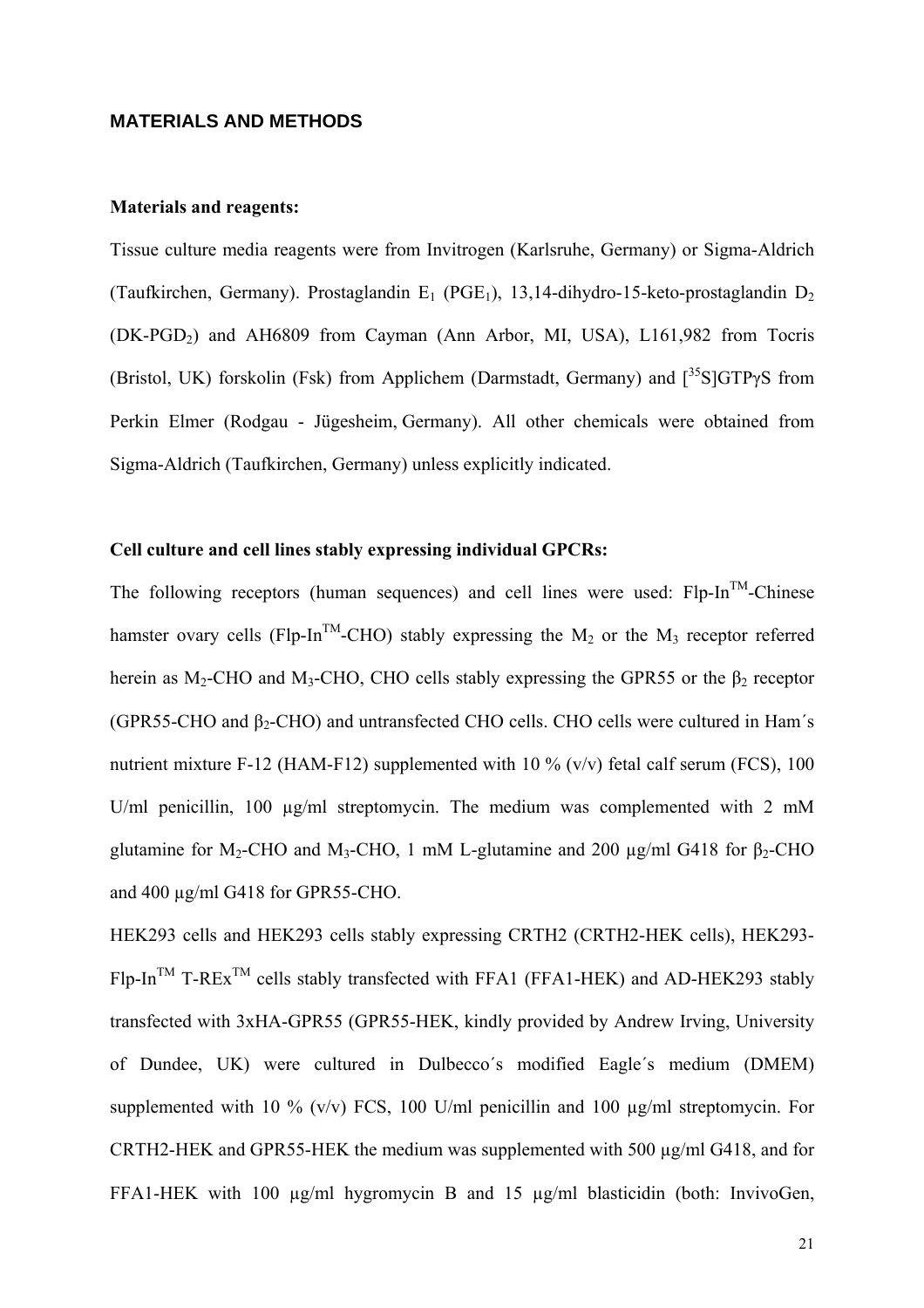## MATERIALS AND METHODS

### Materials and reagents:

Tissue culture media reagents were from Invitrogen (Karlsruhe, Germany) or Sigma-Aldrich (Taufkirchen, Germany). Prostaglandin $E_1$ ($PGE_1$), 13,14-dihydro-15-keto-prostaglandin $D_2$ (DK-$PGD_2$) and AH6809 from Cayman (Ann Arbor, MI, USA), L161,982 from Tocris (Bristol, UK) forskolin (Fsk) from Applichem (Darmstadt, Germany) and [$^{35}$S]GTPγS from Perkin Elmer (Rodgau - Jügesheim, Germany). All other chemicals were obtained from Sigma-Aldrich (Taufkirchen, Germany) unless explicitly indicated.

### Cell culture and cell lines stably expressing individual GPCRs:

The following receptors (human sequences) and cell lines were used: Flp-In™-Chinese hamster ovary cells (Flp-In™-CHO) stably expressing the $M_2$ or the $M_3$ receptor referred herein as $M_2$-CHO and $M_3$-CHO, CHO cells stably expressing the GPR55 or the $\beta_2$ receptor (GPR55-CHO and $\beta_2$-CHO) and untransfected CHO cells. CHO cells were cultured in Ham´s nutrient mixture F-12 (HAM-F12) supplemented with 10 % (v/v) fetal calf serum (FCS), 100 U/ml penicillin, 100 µg/ml streptomycin. The medium was complemented with 2 mM glutamine for $M_2$-CHO and $M_3$-CHO, 1 mM L-glutamine and 200 µg/ml G418 for $\beta_2$-CHO and 400 µg/ml G418 for GPR55-CHO.

HEK293 cells and HEK293 cells stably expressing CRTH2 (CRTH2-HEK cells), HEK293-Flp-In™ T-REx™ cells stably transfected with FFA1 (FFA1-HEK) and AD-HEK293 stably transfected with 3xHA-GPR55 (GPR55-HEK, kindly provided by Andrew Irving, University of Dundee, UK) were cultured in Dulbecco´s modified Eagle´s medium (DMEM) supplemented with 10 % (v/v) FCS, 100 U/ml penicillin and 100 µg/ml streptomycin. For CRTH2-HEK and GPR55-HEK the medium was supplemented with 500 µg/ml G418, and for FFA1-HEK with 100 µg/ml hygromycin B and 15 µg/ml blasticidin (both: InvivoGen,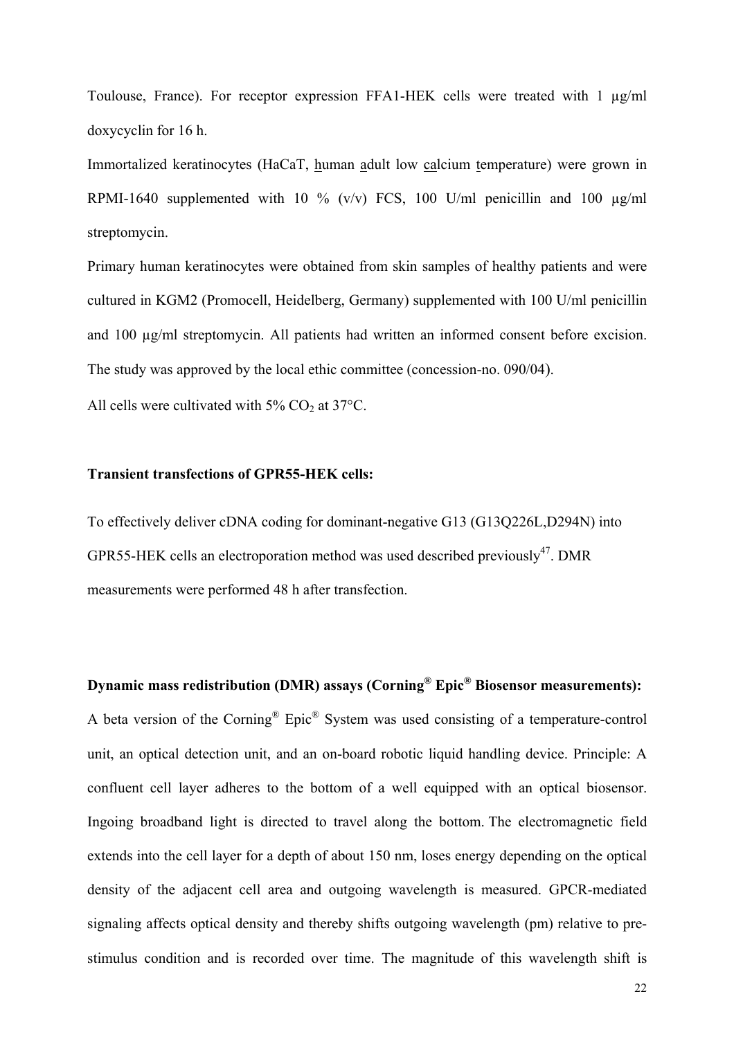Toulouse, France). For receptor expression FFA1-HEK cells were treated with 1 µg/ml doxycyclin for 16 h.

Immortalized keratinocytes (HaCaT, human adult low calcium temperature) were grown in RPMI-1640 supplemented with 10 % (v/v) FCS, 100 U/ml penicillin and 100 µg/ml streptomycin.

Primary human keratinocytes were obtained from skin samples of healthy patients and were cultured in KGM2 (Promocell, Heidelberg, Germany) supplemented with 100 U/ml penicillin and 100 µg/ml streptomycin. All patients had written an informed consent before excision. The study was approved by the local ethic committee (concession-no. 090/04).

All cells were cultivated with 5% $CO_2$ at 37°C.

**Transient transfections of GPR55-HEK cells:**

To effectively deliver cDNA coding for dominant-negative G13 (G13Q226L,D294N) into GPR55-HEK cells an electroporation method was used described previously[47]. DMR measurements were performed 48 h after transfection.

**Dynamic mass redistribution (DMR) assays (Corning® Epic® Biosensor measurements):**

A beta version of the Corning® Epic® System was used consisting of a temperature-control unit, an optical detection unit, and an on-board robotic liquid handling device. Principle: A confluent cell layer adheres to the bottom of a well equipped with an optical biosensor. Ingoing broadband light is directed to travel along the bottom. The electromagnetic field extends into the cell layer for a depth of about 150 nm, loses energy depending on the optical density of the adjacent cell area and outgoing wavelength is measured. GPCR-mediated signaling affects optical density and thereby shifts outgoing wavelength (pm) relative to pre-stimulus condition and is recorded over time. The magnitude of this wavelength shift is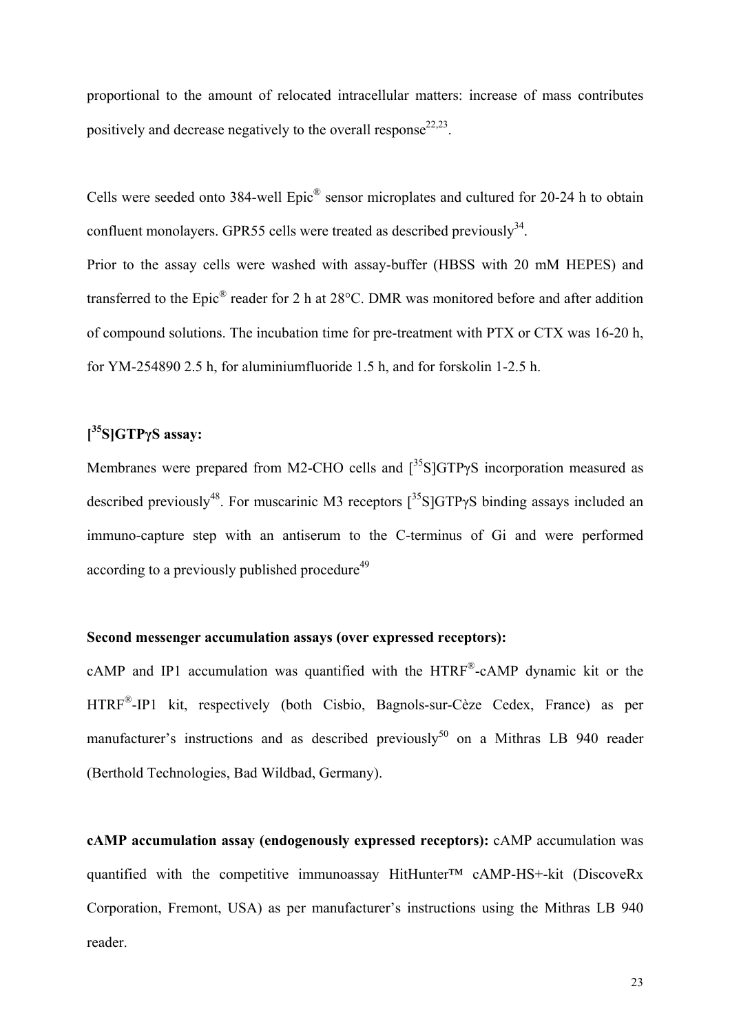proportional to the amount of relocated intracellular matters: increase of mass contributes positively and decrease negatively to the overall response[22,23].

Cells were seeded onto 384-well Epic® sensor microplates and cultured for 20-24 h to obtain confluent monolayers. GPR55 cells were treated as described previously[34].

Prior to the assay cells were washed with assay-buffer (HBSS with 20 mM HEPES) and transferred to the Epic® reader for 2 h at 28°C. DMR was monitored before and after addition of compound solutions. The incubation time for pre-treatment with PTX or CTX was 16-20 h, for YM-254890 2.5 h, for aluminiumfluoride 1.5 h, and for forskolin 1-2.5 h.

**[$^{35}$S]GTPγS assay:**

Membranes were prepared from M2-CHO cells and [$^{35}$S]GTPγS incorporation measured as described previously[48]. For muscarinic M3 receptors [$^{35}$S]GTPγS binding assays included an immuno-capture step with an antiserum to the C-terminus of Gi and were performed according to a previously published procedure[49]

**Second messenger accumulation assays (over expressed receptors):**

cAMP and IP1 accumulation was quantified with the HTRF®-cAMP dynamic kit or the HTRF®-IP1 kit, respectively (both Cisbio, Bagnols-sur-Cèze Cedex, France) as per manufacturer's instructions and as described previously[50] on a Mithras LB 940 reader (Berthold Technologies, Bad Wildbad, Germany).

**cAMP accumulation assay (endogenously expressed receptors):** cAMP accumulation was quantified with the competitive immunoassay HitHunter™ cAMP-HS+-kit (DiscoveRx Corporation, Fremont, USA) as per manufacturer's instructions using the Mithras LB 940 reader.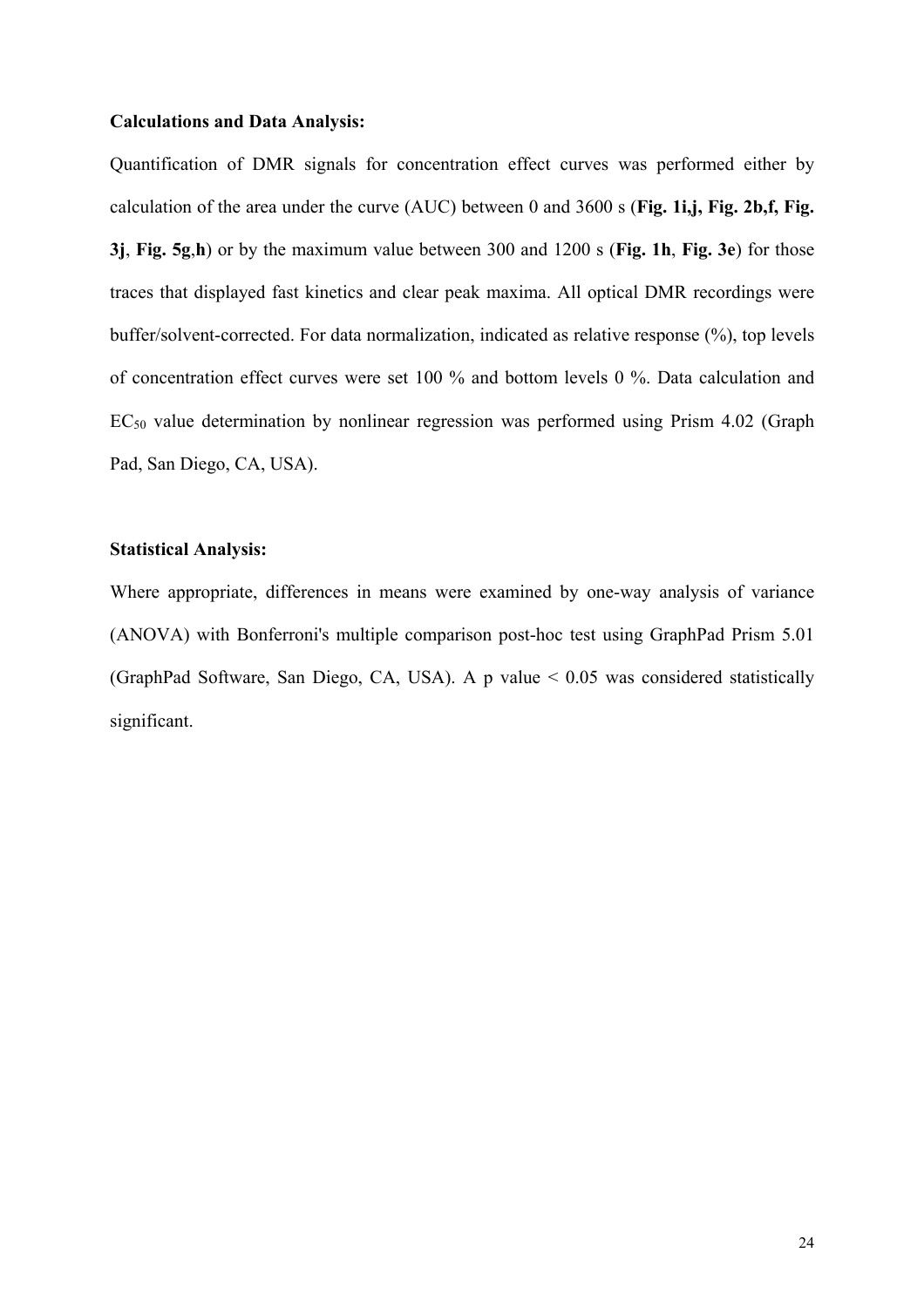**Calculations and Data Analysis:**

Quantification of DMR signals for concentration effect curves was performed either by calculation of the area under the curve (AUC) between 0 and 3600 s (**Fig. 1i,j, Fig. 2b,f, Fig. 3j**, **Fig. 5g**,**h**) or by the maximum value between 300 and 1200 s (**Fig. 1h**, **Fig. 3e**) for those traces that displayed fast kinetics and clear peak maxima. All optical DMR recordings were buffer/solvent-corrected. For data normalization, indicated as relative response (%), top levels of concentration effect curves were set 100 % and bottom levels 0 %. Data calculation and $EC_{50}$ value determination by nonlinear regression was performed using Prism 4.02 (Graph Pad, San Diego, CA, USA).

**Statistical Analysis:**

Where appropriate, differences in means were examined by one-way analysis of variance (ANOVA) with Bonferroni's multiple comparison post-hoc test using GraphPad Prism 5.01 (GraphPad Software, San Diego, CA, USA). A p value $< 0.05$ was considered statistically significant.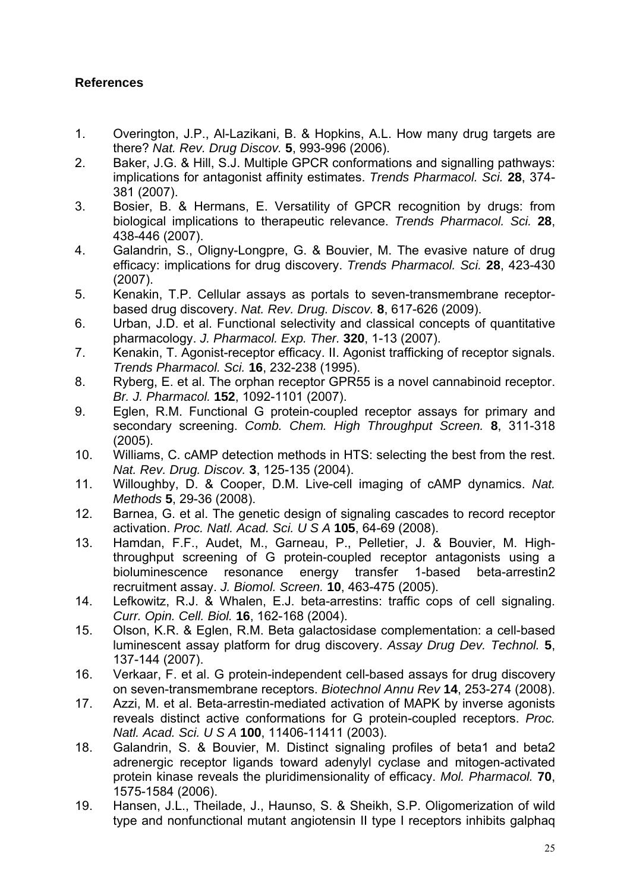**References**

1. Overington, J.P., Al-Lazikani, B. & Hopkins, A.L. How many drug targets are there? *Nat. Rev. Drug Discov.* **5**, 993-996 (2006).
2. Baker, J.G. & Hill, S.J. Multiple GPCR conformations and signalling pathways: implications for antagonist affinity estimates. *Trends Pharmacol. Sci.* **28**, 374-381 (2007).
3. Bosier, B. & Hermans, E. Versatility of GPCR recognition by drugs: from biological implications to therapeutic relevance. *Trends Pharmacol. Sci.* **28**, 438-446 (2007).
4. Galandrin, S., Oligny-Longpre, G. & Bouvier, M. The evasive nature of drug efficacy: implications for drug discovery. *Trends Pharmacol. Sci.* **28**, 423-430 (2007).
5. Kenakin, T.P. Cellular assays as portals to seven-transmembrane receptor-based drug discovery. *Nat. Rev. Drug. Discov.* **8**, 617-626 (2009).
6. Urban, J.D. et al. Functional selectivity and classical concepts of quantitative pharmacology. *J. Pharmacol. Exp. Ther.* **320**, 1-13 (2007).
7. Kenakin, T. Agonist-receptor efficacy. II. Agonist trafficking of receptor signals. *Trends Pharmacol. Sci.* **16**, 232-238 (1995).
8. Ryberg, E. et al. The orphan receptor GPR55 is a novel cannabinoid receptor. *Br. J. Pharmacol.* **152**, 1092-1101 (2007).
9. Eglen, R.M. Functional G protein-coupled receptor assays for primary and secondary screening. *Comb. Chem. High Throughput Screen.* **8**, 311-318 (2005).
10. Williams, C. cAMP detection methods in HTS: selecting the best from the rest. *Nat. Rev. Drug. Discov.* **3**, 125-135 (2004).
11. Willoughby, D. & Cooper, D.M. Live-cell imaging of cAMP dynamics. *Nat. Methods* **5**, 29-36 (2008).
12. Barnea, G. et al. The genetic design of signaling cascades to record receptor activation. *Proc. Natl. Acad. Sci. U S A* **105**, 64-69 (2008).
13. Hamdan, F.F., Audet, M., Garneau, P., Pelletier, J. & Bouvier, M. High-throughput screening of G protein-coupled receptor antagonists using a bioluminescence resonance energy transfer 1-based beta-arrestin2 recruitment assay. *J. Biomol. Screen.* **10**, 463-475 (2005).
14. Lefkowitz, R.J. & Whalen, E.J. beta-arrestins: traffic cops of cell signaling. *Curr. Opin. Cell. Biol.* **16**, 162-168 (2004).
15. Olson, K.R. & Eglen, R.M. Beta galactosidase complementation: a cell-based luminescent assay platform for drug discovery. *Assay Drug Dev. Technol.* **5**, 137-144 (2007).
16. Verkaar, F. et al. G protein-independent cell-based assays for drug discovery on seven-transmembrane receptors. *Biotechnol Annu Rev* **14**, 253-274 (2008).
17. Azzi, M. et al. Beta-arrestin-mediated activation of MAPK by inverse agonists reveals distinct active conformations for G protein-coupled receptors. *Proc. Natl. Acad. Sci. U S A* **100**, 11406-11411 (2003).
18. Galandrin, S. & Bouvier, M. Distinct signaling profiles of beta1 and beta2 adrenergic receptor ligands toward adenylyl cyclase and mitogen-activated protein kinase reveals the pluridimensionality of efficacy. *Mol. Pharmacol.* **70**, 1575-1584 (2006).
19. Hansen, J.L., Theilade, J., Haunso, S. & Sheikh, S.P. Oligomerization of wild type and nonfunctional mutant angiotensin II type I receptors inhibits galphaq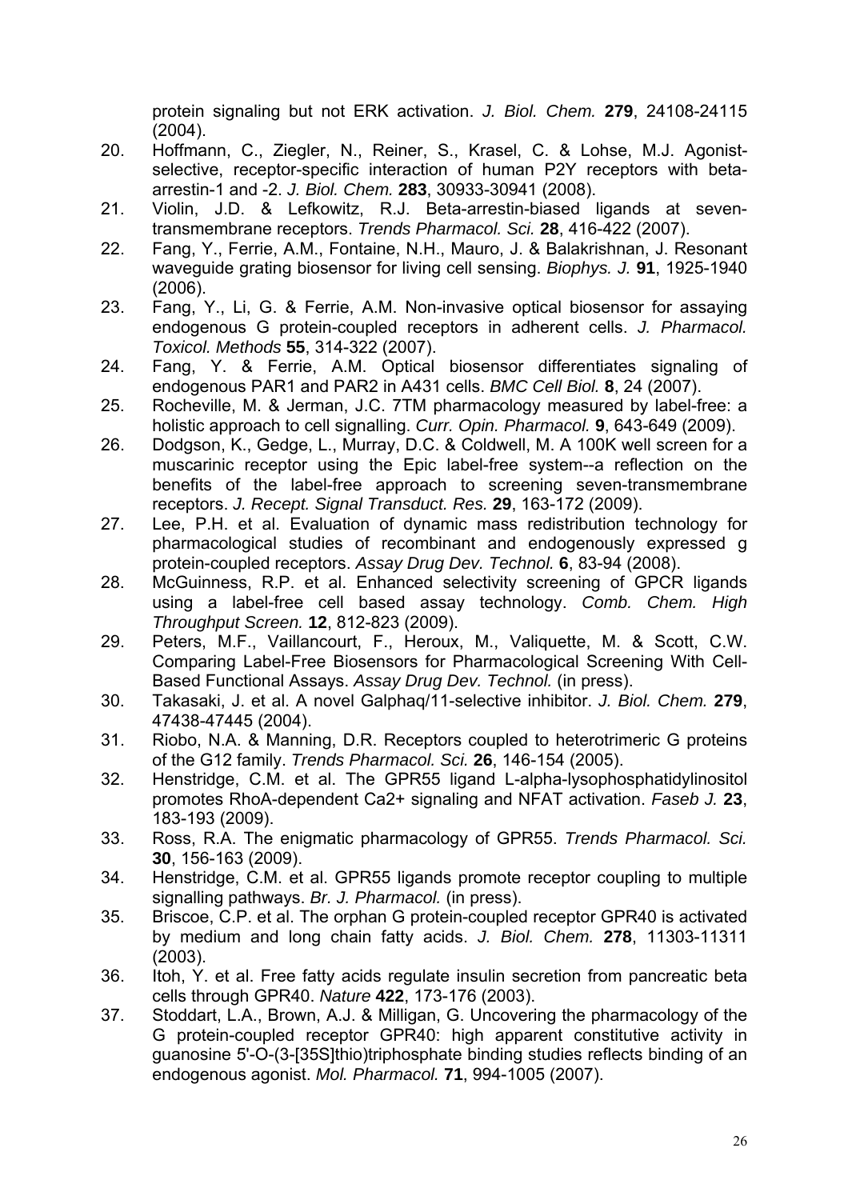protein signaling but not ERK activation. *J. Biol. Chem.* **279**, 24108-24115 (2004).

20. Hoffmann, C., Ziegler, N., Reiner, S., Krasel, C. & Lohse, M.J. Agonist-selective, receptor-specific interaction of human P2Y receptors with beta-arrestin-1 and -2. *J. Biol. Chem.* **283**, 30933-30941 (2008).
21. Violin, J.D. & Lefkowitz, R.J. Beta-arrestin-biased ligands at seven-transmembrane receptors. *Trends Pharmacol. Sci.* **28**, 416-422 (2007).
22. Fang, Y., Ferrie, A.M., Fontaine, N.H., Mauro, J. & Balakrishnan, J. Resonant waveguide grating biosensor for living cell sensing. *Biophys. J.* **91**, 1925-1940 (2006).
23. Fang, Y., Li, G. & Ferrie, A.M. Non-invasive optical biosensor for assaying endogenous G protein-coupled receptors in adherent cells. *J. Pharmacol. Toxicol. Methods* **55**, 314-322 (2007).
24. Fang, Y. & Ferrie, A.M. Optical biosensor differentiates signaling of endogenous PAR1 and PAR2 in A431 cells. *BMC Cell Biol.* **8**, 24 (2007).
25. Rocheville, M. & Jerman, J.C. 7TM pharmacology measured by label-free: a holistic approach to cell signalling. *Curr. Opin. Pharmacol.* **9**, 643-649 (2009).
26. Dodgson, K., Gedge, L., Murray, D.C. & Coldwell, M. A 100K well screen for a muscarinic receptor using the Epic label-free system--a reflection on the benefits of the label-free approach to screening seven-transmembrane receptors. *J. Recept. Signal Transduct. Res.* **29**, 163-172 (2009).
27. Lee, P.H. et al. Evaluation of dynamic mass redistribution technology for pharmacological studies of recombinant and endogenously expressed g protein-coupled receptors. *Assay Drug Dev. Technol.* **6**, 83-94 (2008).
28. McGuinness, R.P. et al. Enhanced selectivity screening of GPCR ligands using a label-free cell based assay technology. *Comb. Chem. High Throughput Screen.* **12**, 812-823 (2009).
29. Peters, M.F., Vaillancourt, F., Heroux, M., Valiquette, M. & Scott, C.W. Comparing Label-Free Biosensors for Pharmacological Screening With Cell-Based Functional Assays. *Assay Drug Dev. Technol.* (in press).
30. Takasaki, J. et al. A novel Galphaq/11-selective inhibitor. *J. Biol. Chem.* **279**, 47438-47445 (2004).
31. Riobo, N.A. & Manning, D.R. Receptors coupled to heterotrimeric G proteins of the G12 family. *Trends Pharmacol. Sci.* **26**, 146-154 (2005).
32. Henstridge, C.M. et al. The GPR55 ligand L-alpha-lysophosphatidylinositol promotes RhoA-dependent Ca2+ signaling and NFAT activation. *Faseb J.* **23**, 183-193 (2009).
33. Ross, R.A. The enigmatic pharmacology of GPR55. *Trends Pharmacol. Sci.* **30**, 156-163 (2009).
34. Henstridge, C.M. et al. GPR55 ligands promote receptor coupling to multiple signalling pathways. *Br. J. Pharmacol.* (in press).
35. Briscoe, C.P. et al. The orphan G protein-coupled receptor GPR40 is activated by medium and long chain fatty acids. *J. Biol. Chem.* **278**, 11303-11311 (2003).
36. Itoh, Y. et al. Free fatty acids regulate insulin secretion from pancreatic beta cells through GPR40. *Nature* **422**, 173-176 (2003).
37. Stoddart, L.A., Brown, A.J. & Milligan, G. Uncovering the pharmacology of the G protein-coupled receptor GPR40: high apparent constitutive activity in guanosine 5'-O-(3-[35S]thio)triphosphate binding studies reflects binding of an endogenous agonist. *Mol. Pharmacol.* **71**, 994-1005 (2007).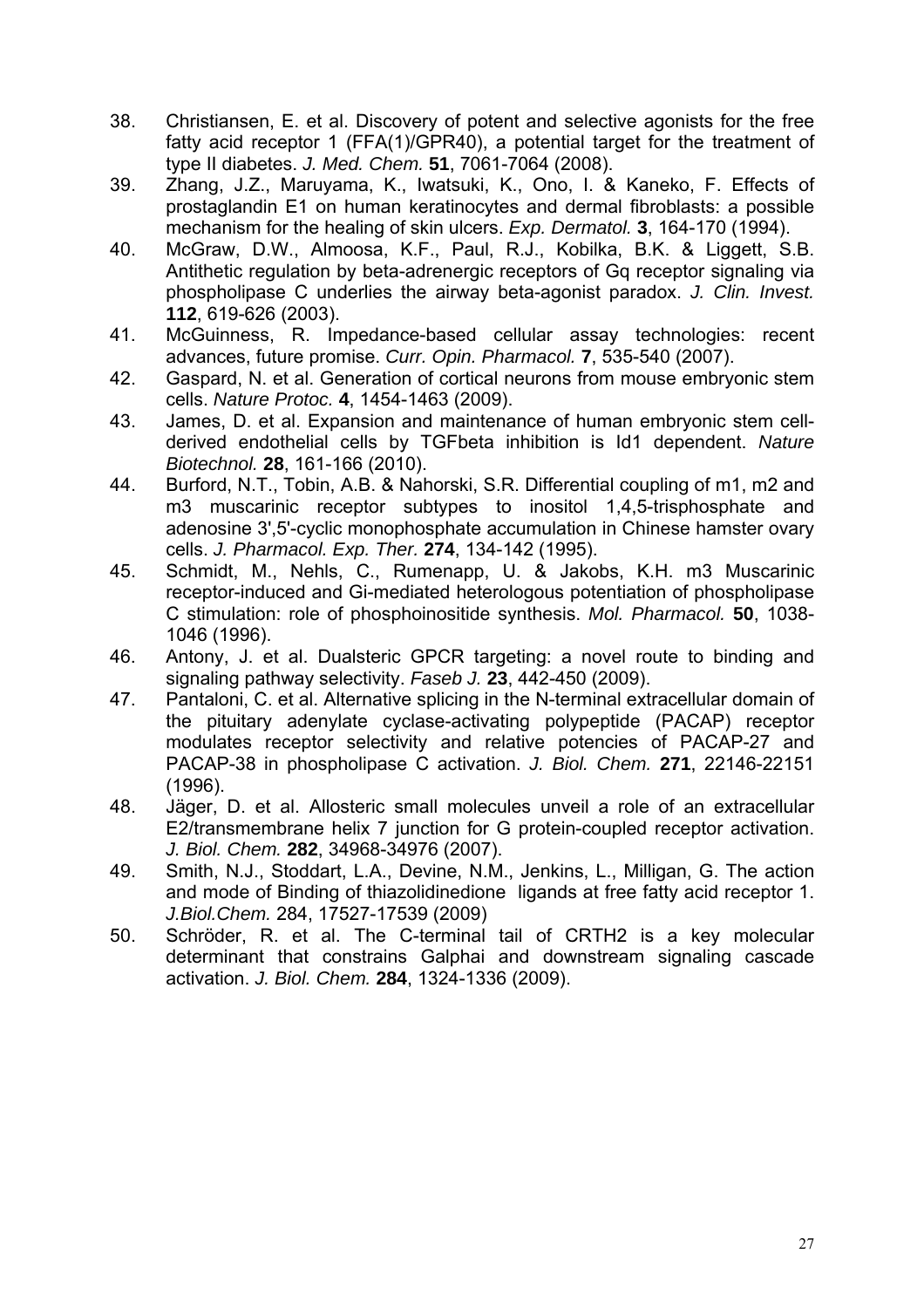38. Christiansen, E. et al. Discovery of potent and selective agonists for the free fatty acid receptor 1 (FFA(1)/GPR40), a potential target for the treatment of type II diabetes. *J. Med. Chem.* **51**, 7061-7064 (2008).
39. Zhang, J.Z., Maruyama, K., Iwatsuki, K., Ono, I. & Kaneko, F. Effects of prostaglandin E1 on human keratinocytes and dermal fibroblasts: a possible mechanism for the healing of skin ulcers. *Exp. Dermatol.* **3**, 164-170 (1994).
40. McGraw, D.W., Almoosa, K.F., Paul, R.J., Kobilka, B.K. & Liggett, S.B. Antithetic regulation by beta-adrenergic receptors of Gq receptor signaling via phospholipase C underlies the airway beta-agonist paradox. *J. Clin. Invest.* **112**, 619-626 (2003).
41. McGuinness, R. Impedance-based cellular assay technologies: recent advances, future promise. *Curr. Opin. Pharmacol.* **7**, 535-540 (2007).
42. Gaspard, N. et al. Generation of cortical neurons from mouse embryonic stem cells. *Nature Protoc.* **4**, 1454-1463 (2009).
43. James, D. et al. Expansion and maintenance of human embryonic stem cell-derived endothelial cells by TGFbeta inhibition is Id1 dependent. *Nature Biotechnol.* **28**, 161-166 (2010).
44. Burford, N.T., Tobin, A.B. & Nahorski, S.R. Differential coupling of m1, m2 and m3 muscarinic receptor subtypes to inositol 1,4,5-trisphosphate and adenosine 3',5'-cyclic monophosphate accumulation in Chinese hamster ovary cells. *J. Pharmacol. Exp. Ther.* **274**, 134-142 (1995).
45. Schmidt, M., Nehls, C., Rumenapp, U. & Jakobs, K.H. m3 Muscarinic receptor-induced and Gi-mediated heterologous potentiation of phospholipase C stimulation: role of phosphoinositide synthesis. *Mol. Pharmacol.* **50**, 1038-1046 (1996).
46. Antony, J. et al. Dualsteric GPCR targeting: a novel route to binding and signaling pathway selectivity. *Faseb J.* **23**, 442-450 (2009).
47. Pantaloni, C. et al. Alternative splicing in the N-terminal extracellular domain of the pituitary adenylate cyclase-activating polypeptide (PACAP) receptor modulates receptor selectivity and relative potencies of PACAP-27 and PACAP-38 in phospholipase C activation. *J. Biol. Chem.* **271**, 22146-22151 (1996).
48. Jäger, D. et al. Allosteric small molecules unveil a role of an extracellular E2/transmembrane helix 7 junction for G protein-coupled receptor activation. *J. Biol. Chem.* **282**, 34968-34976 (2007).
49. Smith, N.J., Stoddart, L.A., Devine, N.M., Jenkins, L., Milligan, G. The action and mode of Binding of thiazolidinedione ligands at free fatty acid receptor 1. *J.Biol.Chem.* 284, 17527-17539 (2009)
50. Schröder, R. et al. The C-terminal tail of CRTH2 is a key molecular determinant that constrains Galphai and downstream signaling cascade activation. *J. Biol. Chem.* **284**, 1324-1336 (2009).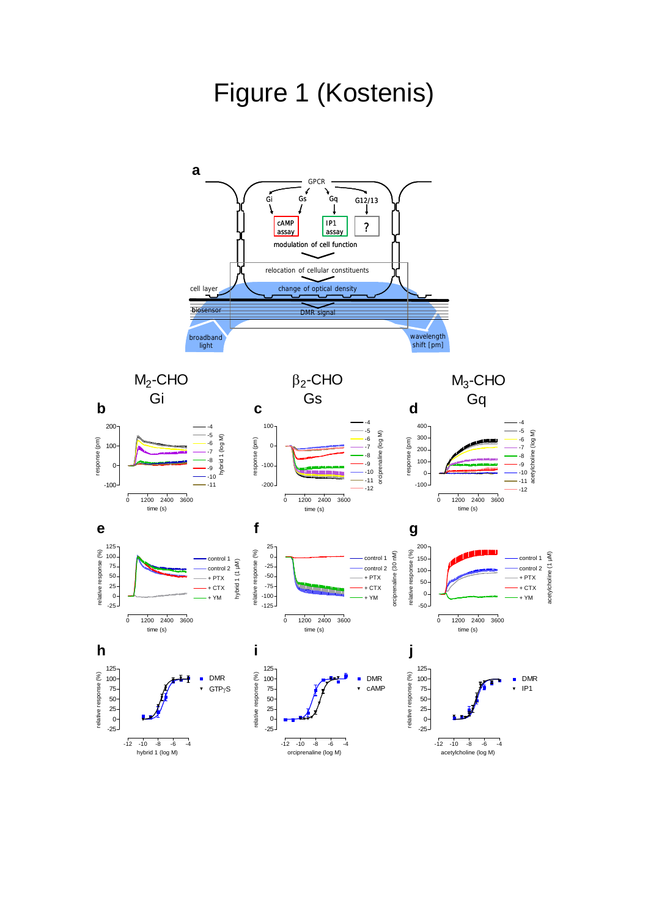# Figure 1 (Kostenis)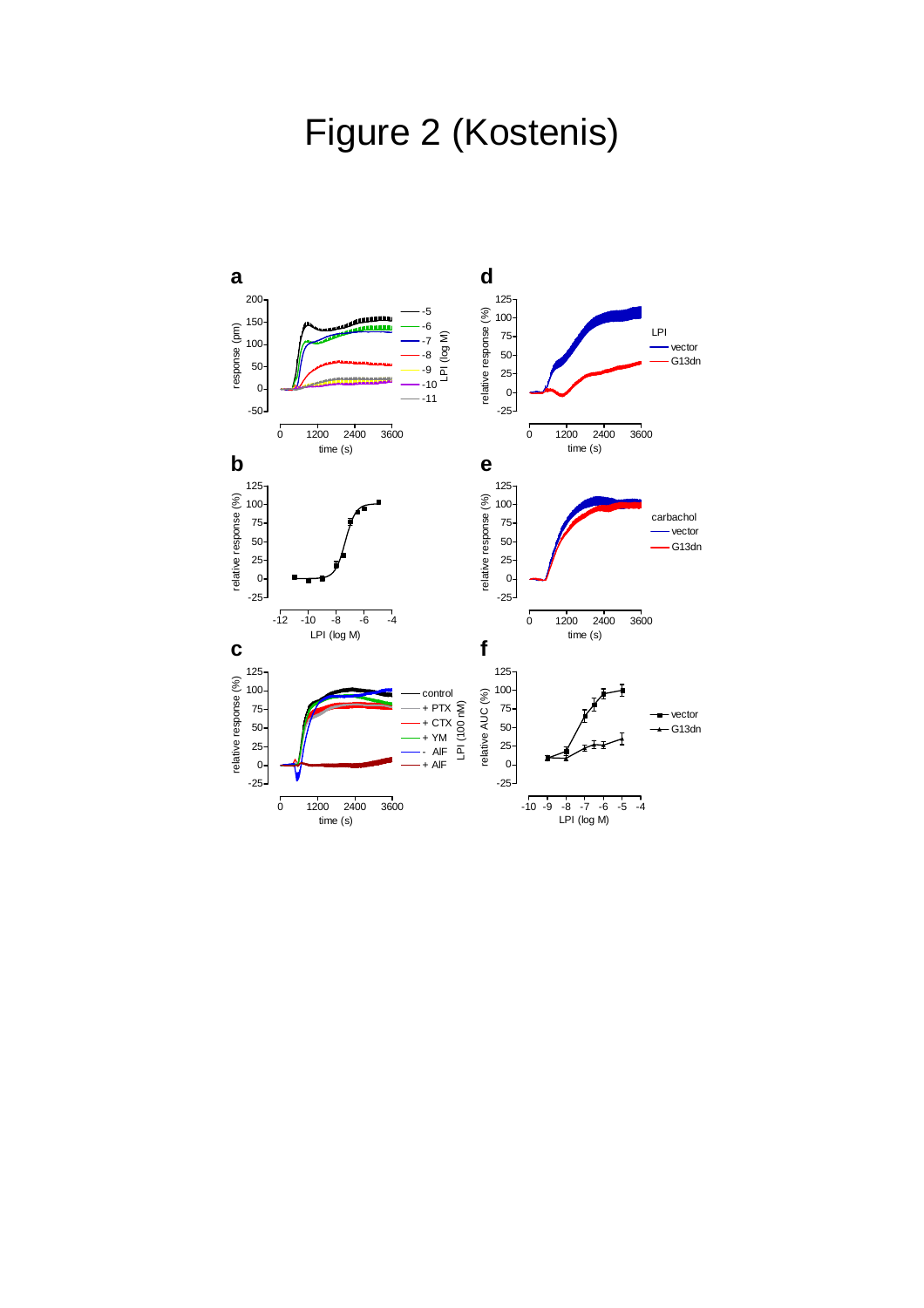# Figure 2 (Kostenis)

**a**

response (pm)

200
150
100
50
0
-50

0 1200 2400 3600

time (s)

-5
-6
-7
-8
-9
-10
-11

LPI (log M)

**b**

relative response (%)

125
100
75
50
25
0
-25

-12 -10 -8 -6 -4

LPI (log M)

**c**

relative response (%)

125
100
75
50
25
0
-25

0 1200 2400 3600

time (s)

control
+ PTX
+ CTX
+ YM
- AlF
+ AlF

LPI (100 nM)

**d**

relative response (%)

125
100
75
50
25
0
-25

0 1200 2400 3600

time (s)

LPI
vector
G13dn

**e**

relative response (%)

125
100
75
50
25
0
-25

0 1200 2400 3600

time (s)

carbachol
vector
G13dn

**f**

relative AUC (%)

125
100
75
50
25
0
-25

-10 -9 -8 -7 -6 -5 -4

LPI (log M)

vector
G13dn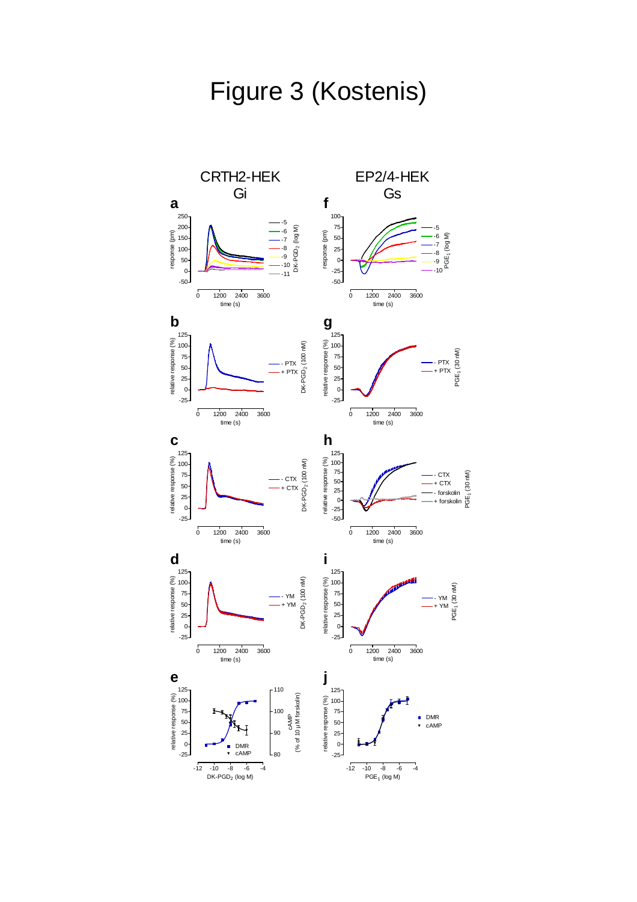# Figure 3 (Kostenis)

CRTH2-HEK
Gi

EP2/4-HEK
Gs

a

response (pm)
250
200
150
100
50
0
-50
0 1200 2400 3600
time (s)
-5
-6
-7
-8
-9
-10
-11
DK-PGD$_2$ (log M)

f

response (pm)
100
75
50
25
0
-25
-50
0 1200 2400 3600
time (s)
-5
-6
-7
-8
-9
-10
PGE$_1$ (log M)

b

relative response (%)
125
100
75
50
25
0
-25
0 1200 2400 3600
time (s)
- PTX
+ PTX
DK-PGD$_2$ (100 nM)

g

relative response (%)
125
100
75
50
25
0
-25
0 1200 2400 3600
time (s)
- PTX
+ PTX
PGE$_1$ (30 nM)

c

relative response (%)
125
100
75
50
25
0
-25
0 1200 2400 3600
time (s)
- CTX
+ CTX
DK-PGD$_2$ (100 nM)

h

relative response (%)
125
100
75
50
25
0
-25
-50
0 1200 2400 3600
time (s)
- CTX
+ CTX
- forskolin
+ forskolin
PGE$_1$ (30 nM)

d

relative response (%)
125
100
75
50
25
0
-25
0 1200 2400 3600
time (s)
- YM
+ YM
DK-PGD$_2$ (100 nM)

i

relative response (%)
125
100
75
50
25
0
-25
0 1200 2400 3600
time (s)
- YM
+ YM
PGE$_1$ (30 nM)

e

relative response (%)
125
100
75
50
25
0
-25
-12 -10 -8 -6 -4
DK-PGD$_2$ (log M)
110
100
90
80
cAMP
(% of 10 µM forskolin)
DMR
cAMP

j

relative response (%)
125
100
75
50
25
0
-25
-12 -10 -8 -6 -4
PGE$_1$ (log M)
DMR
cAMP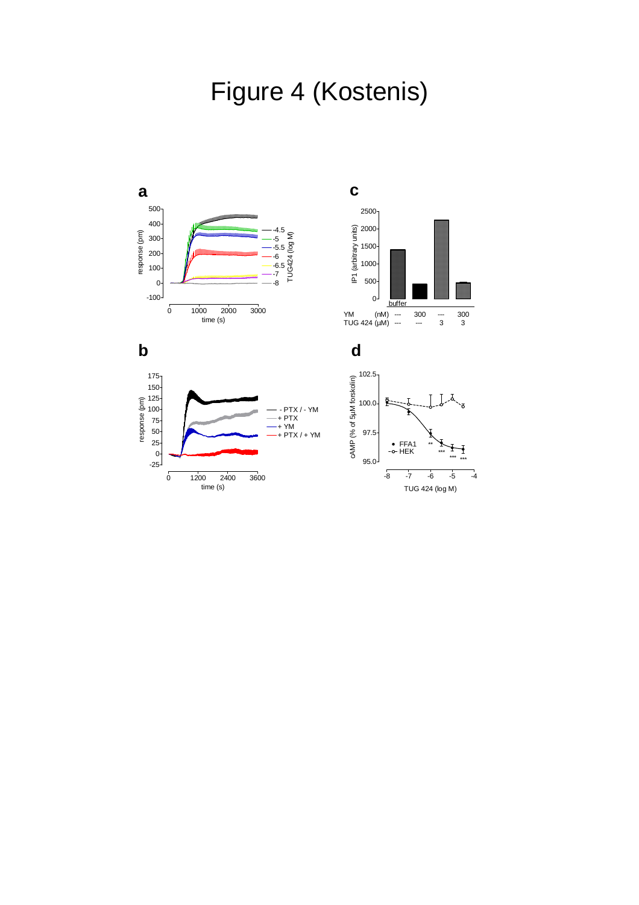# Figure 4 (Kostenis)

a

response (pm)

500
400
300
200
100
0
-100

0 1000 2000 3000

time (s)

-4.5
-5
-5.5
-6
-6.5
-7
-8

TUG424 (log M)

b

response (pm)

175
150
125
100
75
50
25
0
-25

0 1200 2400 3600

time (s)

- PTX / - YM
+ PTX
+ YM
+ PTX / + YM

c

IP1 (arbitrary units)

2500
2000
1500
1000
500
0

buffer

YM (nM) --- 300 --- 300
TUG 424 (µM) --- --- 3 3

d

cAMP (% of 5µM forskolin)

102.5
100.0
97.5
95.0

FFA1
HEK

** *** *** ***

-8 -7 -6 -5 -4

TUG 424 (log M)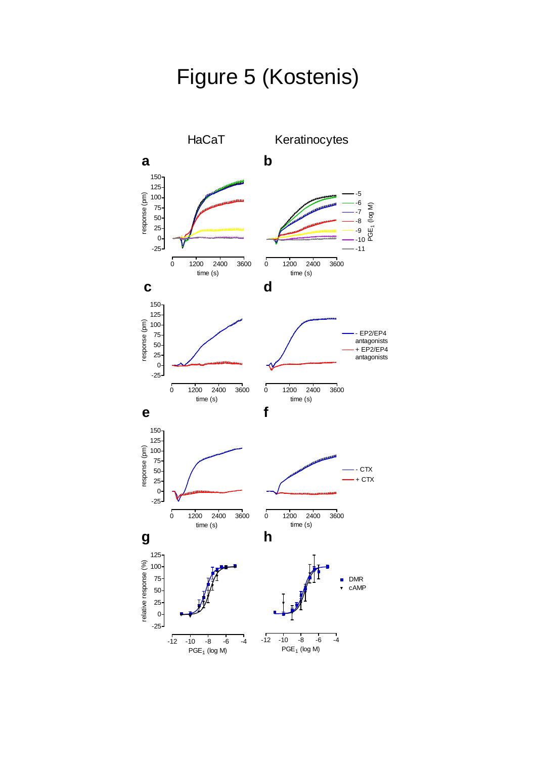# Figure 5 (Kostenis)

HaCaT

Keratinocytes

a

150
125
100
75
50
25
0
-25

response (pm)

0 1200 2400 3600
time (s)

b

0 1200 2400 3600
time (s)

-5
-6
-7
-8
-9
-10
-11

$PGE_1$ (log M)

c

150
125
100
75
50
25
0
-25

response (pm)

0 1200 2400 3600
time (s)

d

0 1200 2400 3600
time (s)

- EP2/EP4 antagonists
+ EP2/EP4 antagonists

e

150
125
100
75
50
25
0
-25

response (pm)

0 1200 2400 3600
time (s)

f

0 1200 2400 3600
time (s)

- CTX
+ CTX

g

125
100
75
50
25
0
-25

relative response (%)

-12 -10 -8 -6 -4
$PGE_1$ (log M)

h

-12 -10 -8 -6 -4
$PGE_1$ (log M)

DMR
cAMP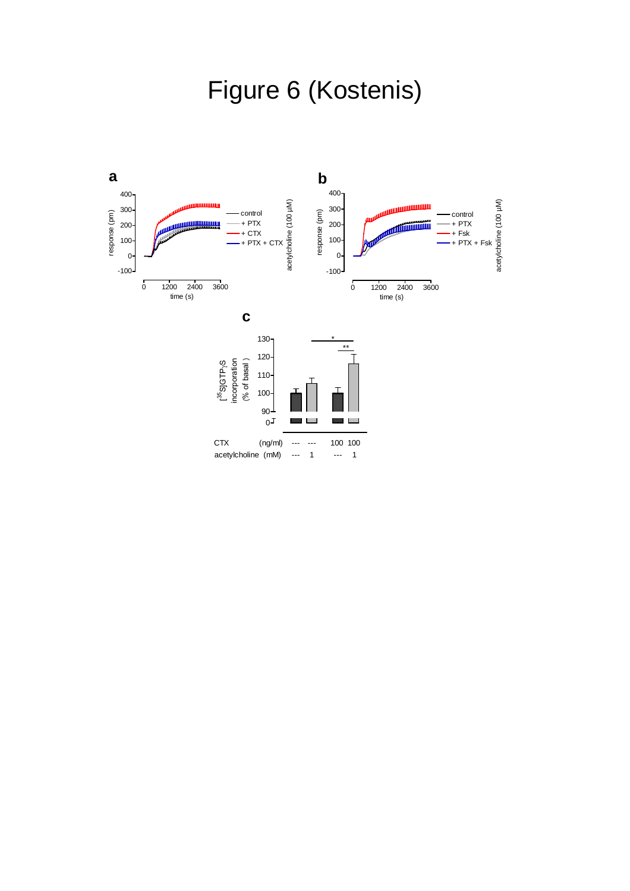# Figure 6 (Kostenis)

a

response (pm)

400
300
200
100
0
-100

0 1200 2400 3600

time (s)

control
+ PTX
+ CTX
+ PTX + CTX

acetylcholine (100 µM)

b

response (pm)

400
300
200
100
0
-100

0 1200 2400 3600

time (s)

control
+ PTX
+ Fsk
+ PTX + Fsk

acetylcholine (100 µM)

c

[35S]GTPγS incorporation (% of basal)

130
120
110
100
90
0

*

**

CTX (ng/ml) --- --- 100 100

acetylcholine (mM) --- 1 --- 1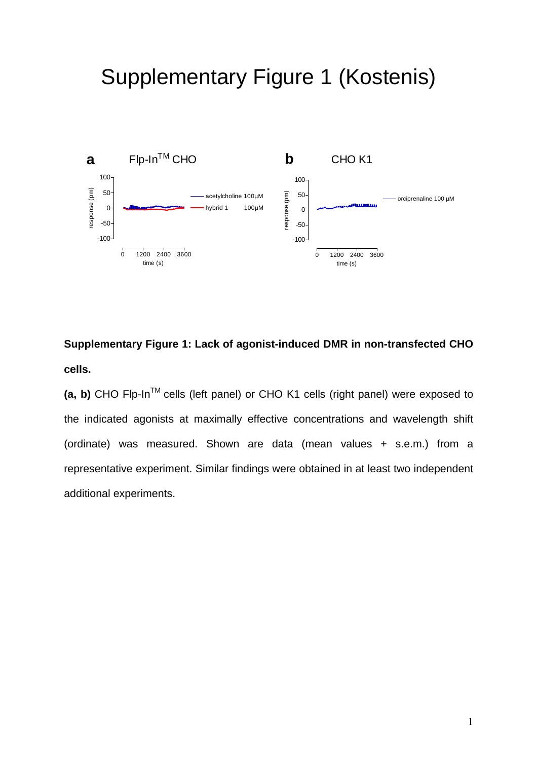# Supplementary Figure 1 (Kostenis)

**a** Flp-In$^{TM}$ CHO

response (pm)

100
50
0
-50
-100

0 1200 2400 3600
time (s)

acetylcholine 100µM
hybrid 1 100µM

**b** CHO K1

response (pm)

100
50
0
-50
-100

0 1200 2400 3600
time (s)

orciprenaline 100 µM

**Supplementary Figure 1: Lack of agonist-induced DMR in non-transfected CHO cells.**

**(a, b)** CHO Flp-In$^{TM}$ cells (left panel) or CHO K1 cells (right panel) were exposed to the indicated agonists at maximally effective concentrations and wavelength shift (ordinate) was measured. Shown are data (mean values + s.e.m.) from a representative experiment. Similar findings were obtained in at least two independent additional experiments.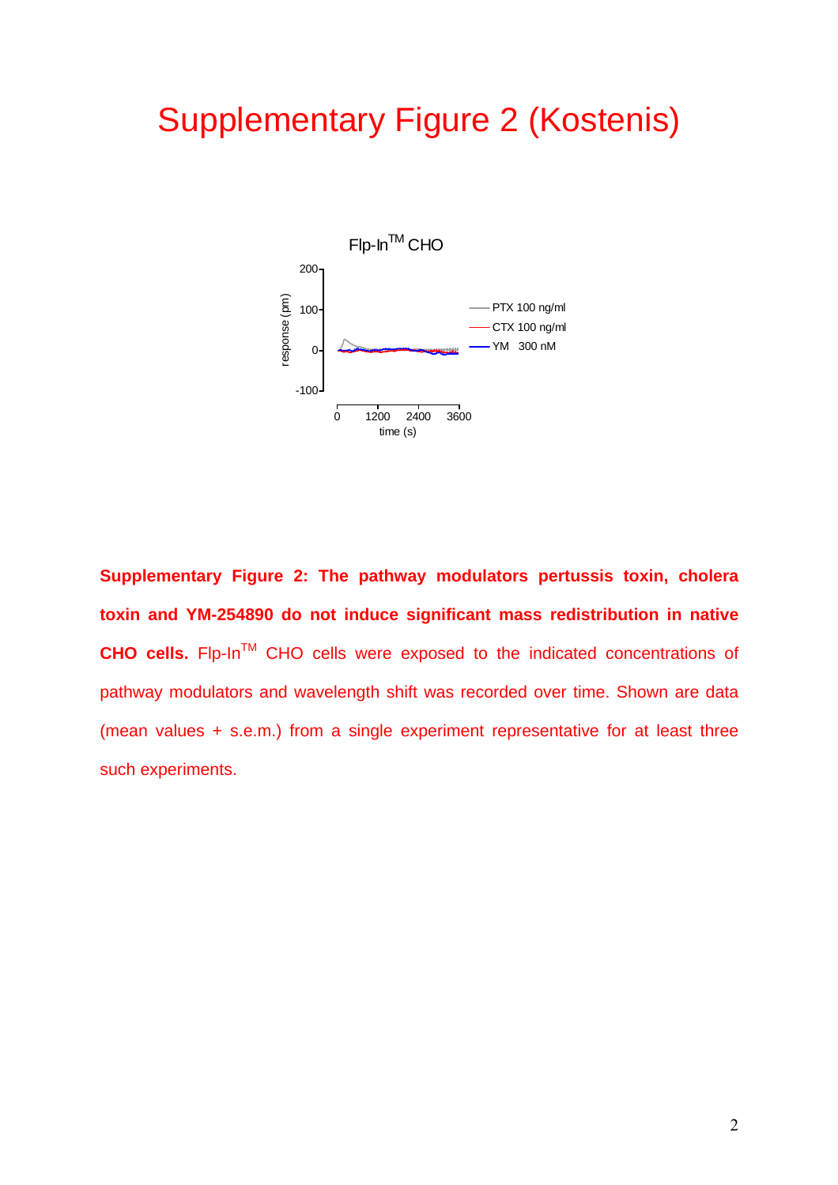# Supplementary Figure 2 (Kostenis)

Flp-In™ CHO

200

100

0

-100

response (pm)

0 1200 2400 3600

time (s)

PTX 100 ng/ml

CTX 100 ng/ml

YM 300 nM

**Supplementary Figure 2: The pathway modulators pertussis toxin, cholera toxin and YM-254890 do not induce significant mass redistribution in native CHO cells.** Flp-In™ CHO cells were exposed to the indicated concentrations of pathway modulators and wavelength shift was recorded over time. Shown are data (mean values + s.e.m.) from a single experiment representative for at least three such experiments.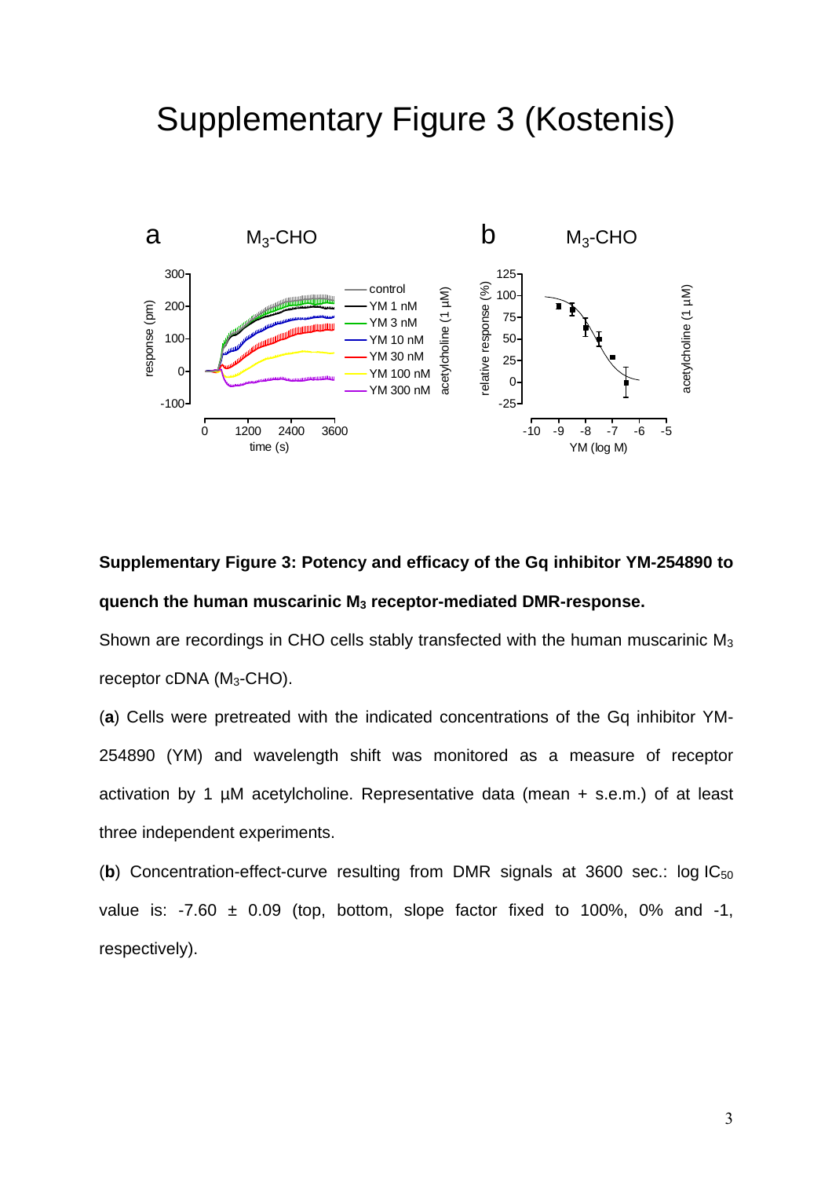# Supplementary Figure 3 (Kostenis)

a

$M_3$-CHO

300
200
100
0
-100

response (pm)

0
1200
2400
3600

time (s)

control
YM 1 nM
YM 3 nM
YM 10 nM
YM 30 nM
YM 100 nM
YM 300 nM

acetylcholine (1 µM)

b

$M_3$-CHO

125
100
75
50
25
0
-25

relative response (%)

-10
-9
-8
-7
-6
-5

YM (log M)

acetylcholine (1 µM)

**Supplementary Figure 3: Potency and efficacy of the Gq inhibitor YM-254890 to quench the human muscarinic $M_3$ receptor-mediated DMR-response.**

Shown are recordings in CHO cells stably transfected with the human muscarinic $M_3$ receptor cDNA ($M_3$-CHO).

(**a**) Cells were pretreated with the indicated concentrations of the Gq inhibitor YM-254890 (YM) and wavelength shift was monitored as a measure of receptor activation by 1 µM acetylcholine. Representative data (mean + s.e.m.) of at least three independent experiments.

(**b**) Concentration-effect-curve resulting from DMR signals at 3600 sec.: log $IC_{50}$ value is: -7.60 ± 0.09 (top, bottom, slope factor fixed to 100%, 0% and -1, respectively).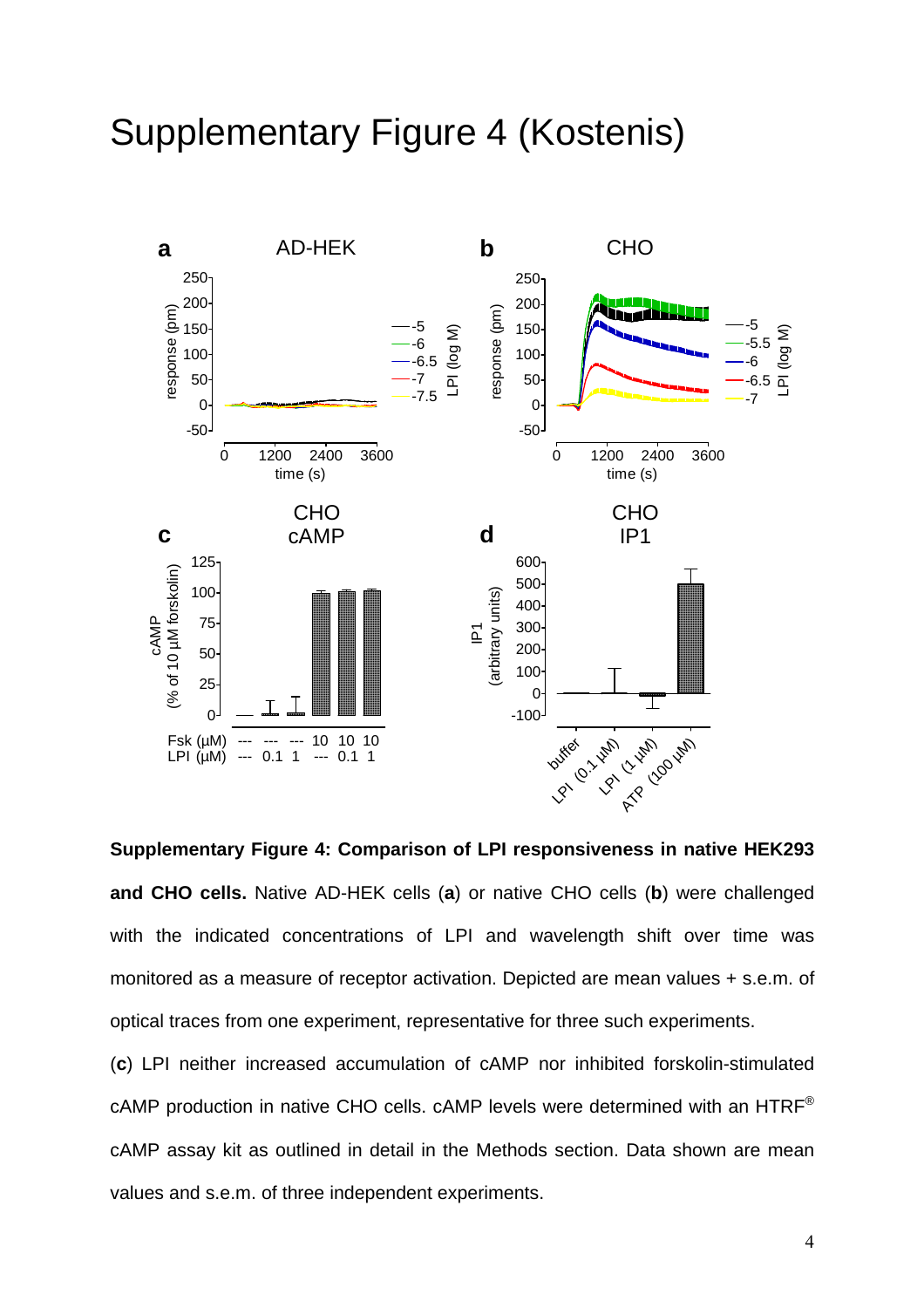# Supplementary Figure 4 (Kostenis)

a
AD-HEK
250
200
150
100
50
0
-50
response (pm)
0 1200 2400 3600
time (s)
-5
-6
-6.5
-7
-7.5
LPI (log M)

b
CHO
250
200
150
100
50
0
-50
response (pm)
0 1200 2400 3600
time (s)
-5
-5.5
-6
-6.5
-7
LPI (log M)

c
CHO
cAMP
125
100
75
50
25
0
cAMP
(% of 10 µM forskolin)
Fsk (µM) --- --- --- 10 10 10
LPI (µM) --- 0.1 1 --- 0.1 1

d
CHO
IP1
600
500
400
300
200
100
0
-100
IP1
(arbitrary units)
buffer
LPI (0.1 µM)
LPI (1 µM)
ATP (100 µM)

**Supplementary Figure 4: Comparison of LPI responsiveness in native HEK293 and CHO cells.** Native AD-HEK cells (**a**) or native CHO cells (**b**) were challenged with the indicated concentrations of LPI and wavelength shift over time was monitored as a measure of receptor activation. Depicted are mean values + s.e.m. of optical traces from one experiment, representative for three such experiments.

(**c**) LPI neither increased accumulation of cAMP nor inhibited forskolin-stimulated cAMP production in native CHO cells. cAMP levels were determined with an HTRF® cAMP assay kit as outlined in detail in the Methods section. Data shown are mean values and s.e.m. of three independent experiments.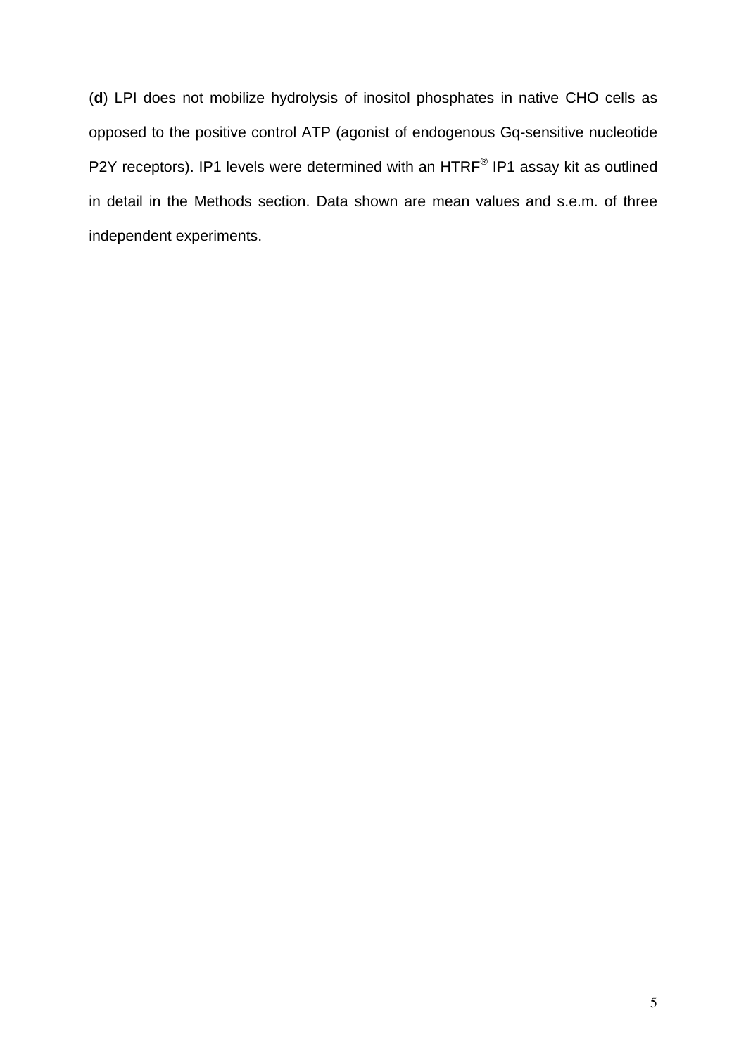(**d**) LPI does not mobilize hydrolysis of inositol phosphates in native CHO cells as opposed to the positive control ATP (agonist of endogenous Gq-sensitive nucleotide P2Y receptors). IP1 levels were determined with an HTRF® IP1 assay kit as outlined in detail in the Methods section. Data shown are mean values and s.e.m. of three independent experiments.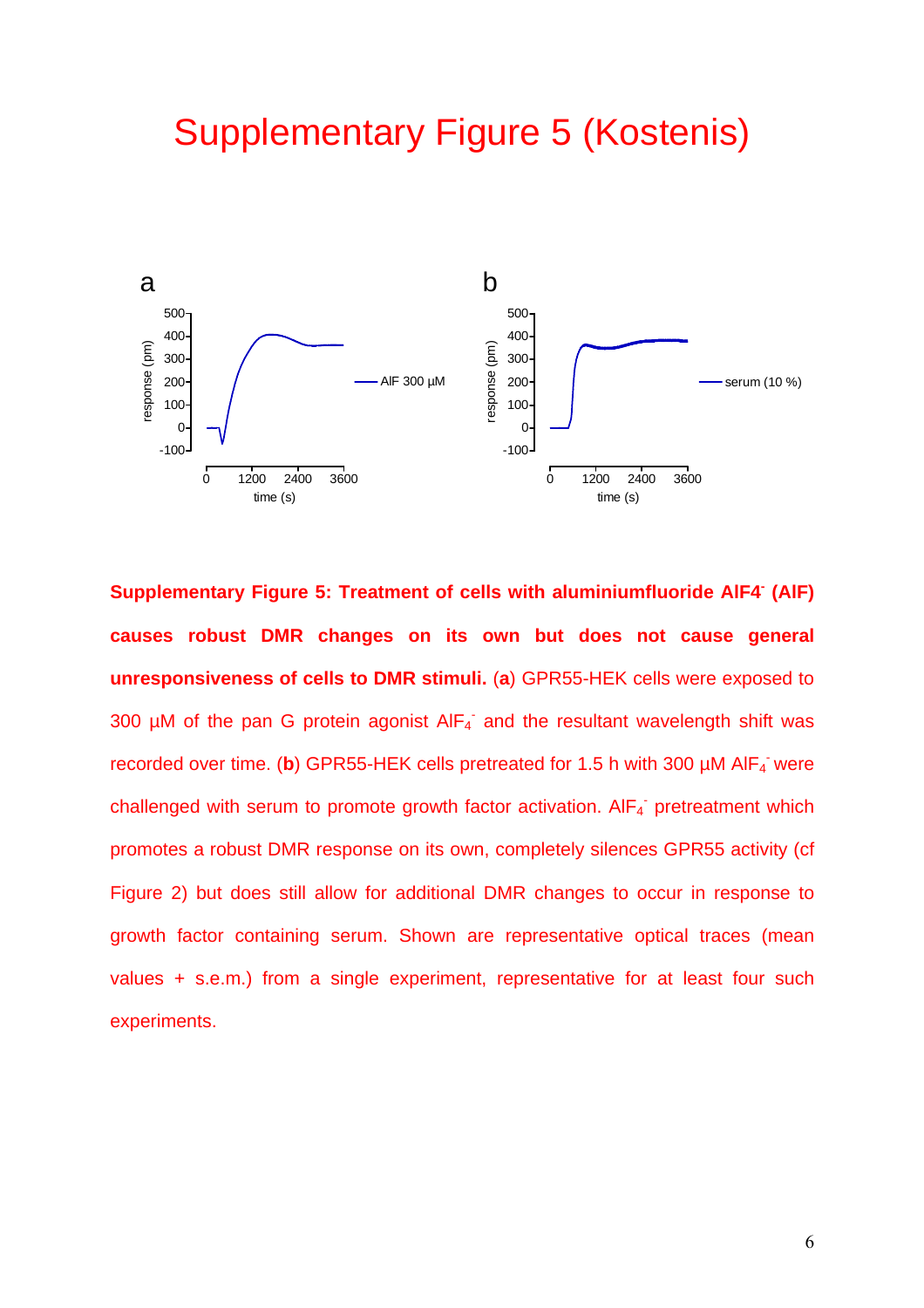# Supplementary Figure 5 (Kostenis)

a

500
400
300
200
100
0
-100

response (pm)

0 1200 2400 3600

time (s)

AlF 300 µM

b

500
400
300
200
100
0
-100

response (pm)

0 1200 2400 3600

time (s)

serum (10 %)

**Supplementary Figure 5: Treatment of cells with aluminiumfluoride AlF4$^{-}$ (AlF) causes robust DMR changes on its own but does not cause general unresponsiveness of cells to DMR stimuli.** (**a**) GPR55-HEK cells were exposed to 300 µM of the pan G protein agonist $AlF_4^-$ and the resultant wavelength shift was recorded over time. (**b**) GPR55-HEK cells pretreated for 1.5 h with 300 µM $AlF_4^-$ were challenged with serum to promote growth factor activation. $AlF_4^-$ pretreatment which promotes a robust DMR response on its own, completely silences GPR55 activity (cf Figure 2) but does still allow for additional DMR changes to occur in response to growth factor containing serum. Shown are representative optical traces (mean values + s.e.m.) from a single experiment, representative for at least four such experiments.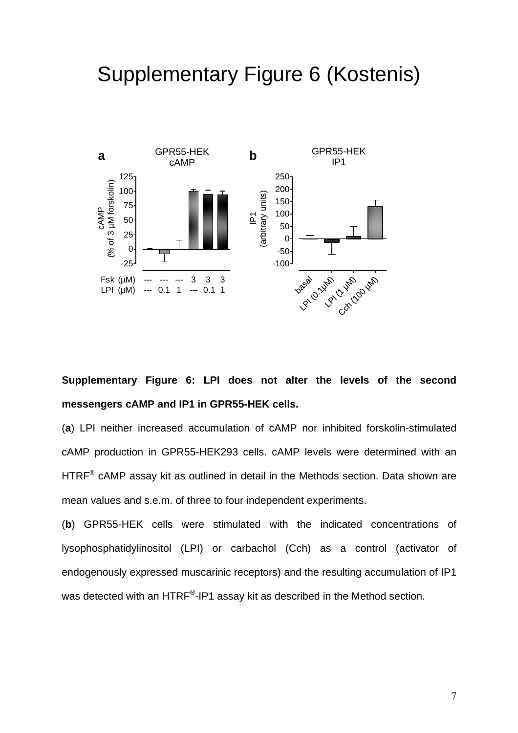# Supplementary Figure 6 (Kostenis)

a

GPR55-HEK
cAMP

cAMP
(% of 3 µM forskolin)

125
100
75
50
25
0
-25

Fsk (µM) --- --- --- 3 3 3
LPI (µM) --- 0.1 1 --- 0.1 1

b

GPR55-HEK
IP1

IP1
(arbitrary units)

250
200
150
100
50
0
-50
-100

basal
LPI (0.1µM)
LPI (1 µM)
Cch (100 µM)

**Supplementary Figure 6: LPI does not alter the levels of the second messengers cAMP and IP1 in GPR55-HEK cells.**

(**a**) LPI neither increased accumulation of cAMP nor inhibited forskolin-stimulated cAMP production in GPR55-HEK293 cells. cAMP levels were determined with an HTRF® cAMP assay kit as outlined in detail in the Methods section. Data shown are mean values and s.e.m. of three to four independent experiments.

(**b**) GPR55-HEK cells were stimulated with the indicated concentrations of lysophosphatidylinositol (LPI) or carbachol (Cch) as a control (activator of endogenously expressed muscarinic receptors) and the resulting accumulation of IP1 was detected with an HTRF®-IP1 assay kit as described in the Method section.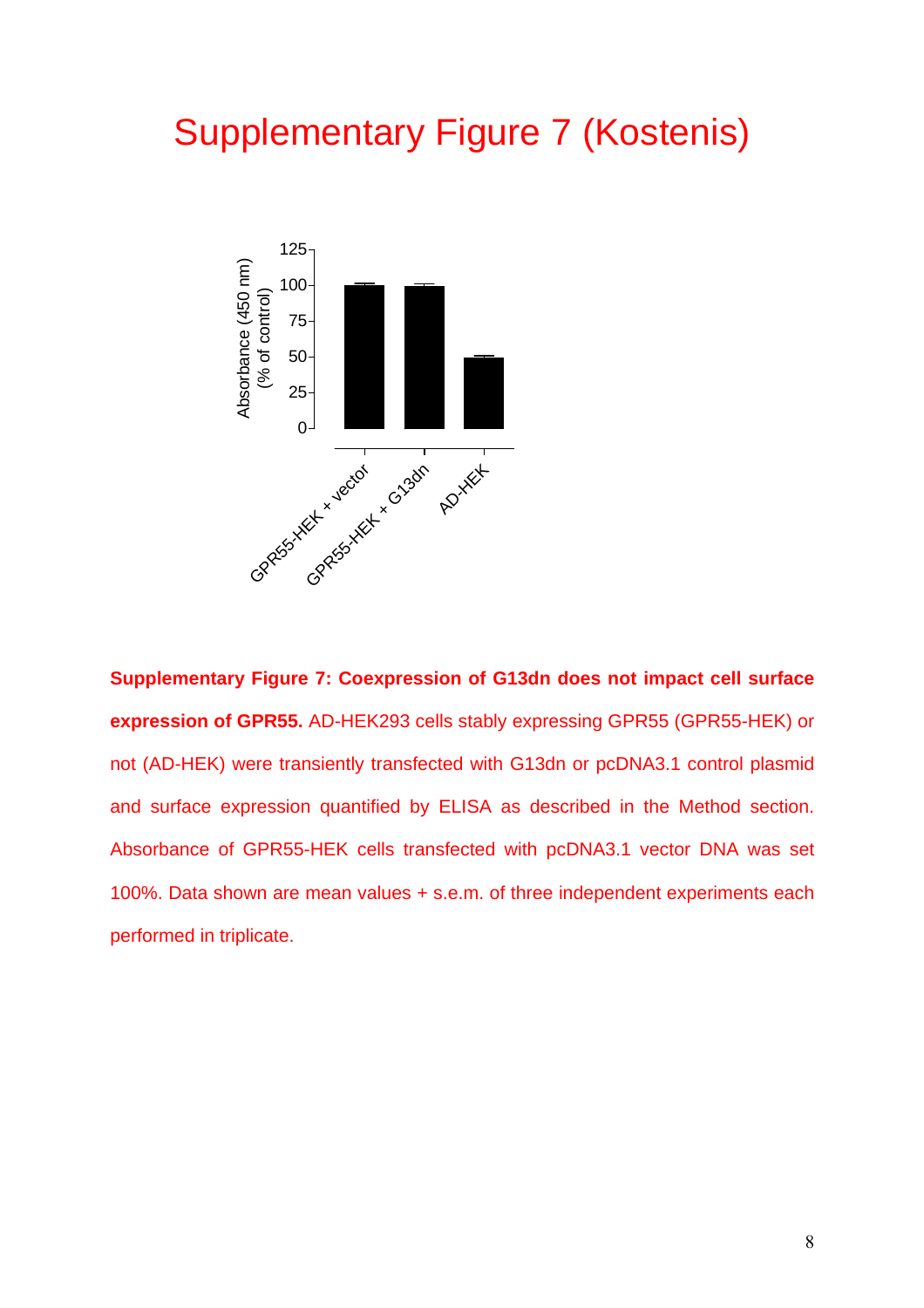# Supplementary Figure 7 (Kostenis)

Absorbance (450 nm) (% of control)

125
100
75
50
25
0

GPR55-HEK + vector
GPR55-HEK + G13dn
AD-HEK

**Supplementary Figure 7: Coexpression of G13dn does not impact cell surface expression of GPR55.** AD-HEK293 cells stably expressing GPR55 (GPR55-HEK) or not (AD-HEK) were transiently transfected with G13dn or pcDNA3.1 control plasmid and surface expression quantified by ELISA as described in the Method section. Absorbance of GPR55-HEK cells transfected with pcDNA3.1 vector DNA was set 100%. Data shown are mean values + s.e.m. of three independent experiments each performed in triplicate.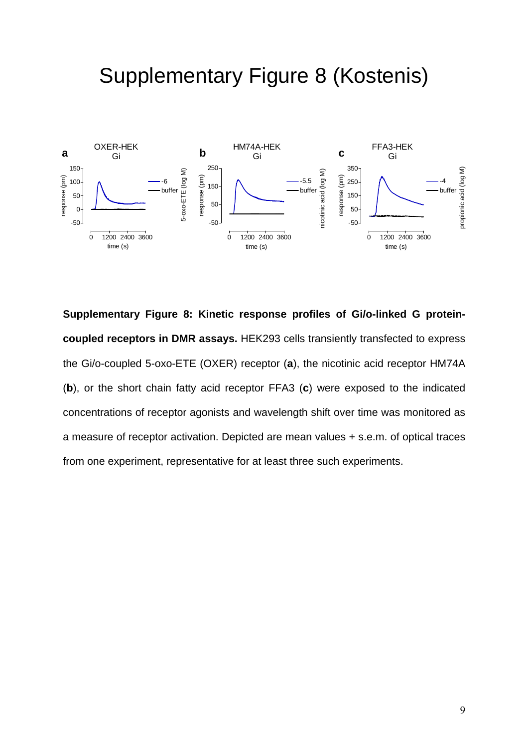# Supplementary Figure 8 (Kostenis)

a
OXER-HEK
Gi
150
100
50
0
-50
response (pm)
0 1200 2400 3600
time (s)
-6
buffer
5-oxo-ETE (log M)

b
HM74A-HEK
Gi
250
150
50
-50
response (pm)
0 1200 2400 3600
time (s)
-5.5
buffer
nicotinic acid (log M)

c
FFA3-HEK
Gi
350
250
150
50
-50
response (pm)
0 1200 2400 3600
time (s)
-4
buffer
propionic acid (log M)

**Supplementary Figure 8: Kinetic response profiles of Gi/o-linked G protein-coupled receptors in DMR assays.** HEK293 cells transiently transfected to express the Gi/o-coupled 5-oxo-ETE (OXER) receptor (**a**), the nicotinic acid receptor HM74A (**b**), or the short chain fatty acid receptor FFA3 (**c**) were exposed to the indicated concentrations of receptor agonists and wavelength shift over time was monitored as a measure of receptor activation. Depicted are mean values + s.e.m. of optical traces from one experiment, representative for at least three such experiments.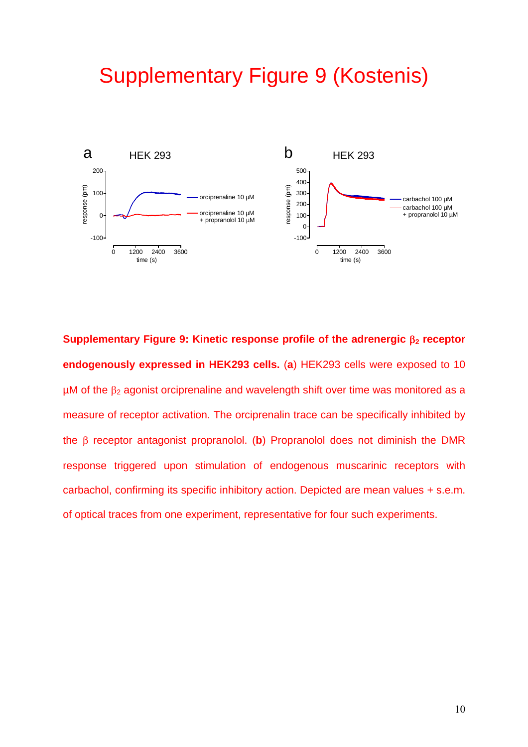# Supplementary Figure 9 (Kostenis)

a

HEK 293

response (pm)

200
100
0
-100

0 1200 2400 3600

time (s)

orciprenaline 10 µM

orciprenaline 10 µM
+ propranolol 10 µM

b

HEK 293

response (pm)

500
400
300
200
100
0
-100

0 1200 2400 3600

time (s)

carbachol 100 µM

carbachol 100 µM
+ propranolol 10 µM

**Supplementary Figure 9: Kinetic response profile of the adrenergic β$_2$ receptor endogenously expressed in HEK293 cells.** (**a**) HEK293 cells were exposed to 10 µM of the β$_2$ agonist orciprenaline and wavelength shift over time was monitored as a measure of receptor activation. The orciprenalin trace can be specifically inhibited by the β receptor antagonist propranolol. (**b**) Propranolol does not diminish the DMR response triggered upon stimulation of endogenous muscarinic receptors with carbachol, confirming its specific inhibitory action. Depicted are mean values + s.e.m. of optical traces from one experiment, representative for four such experiments.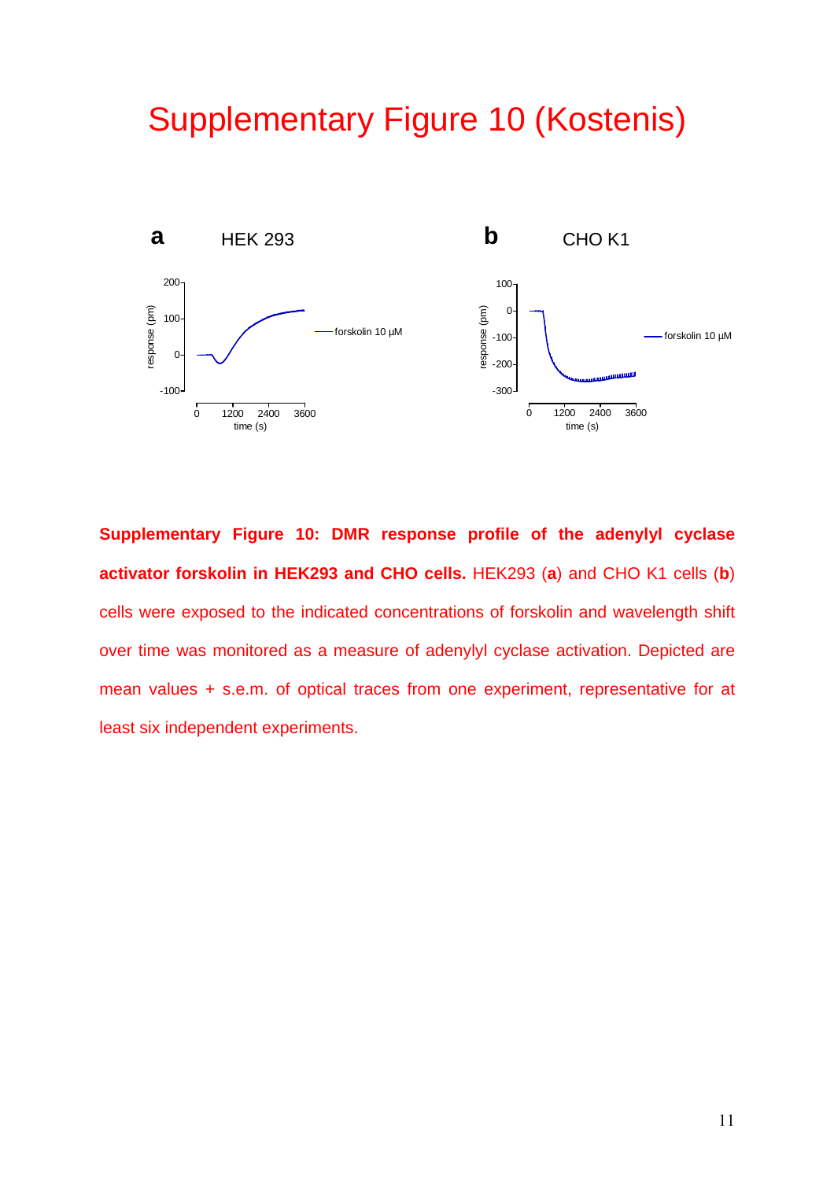# Supplementary Figure 10 (Kostenis)

**a** HEK 293

200
100
0
-100
response (pm)
0 1200 2400 3600
time (s)
forskolin 10 µM

**b** CHO K1

100
0
-100
-200
-300
response (pm)
0 1200 2400 3600
time (s)
forskolin 10 µM

**Supplementary Figure 10: DMR response profile of the adenylyl cyclase activator forskolin in HEK293 and CHO cells.** HEK293 (**a**) and CHO K1 cells (**b**) cells were exposed to the indicated concentrations of forskolin and wavelength shift over time was monitored as a measure of adenylyl cyclase activation. Depicted are mean values + s.e.m. of optical traces from one experiment, representative for at least six independent experiments.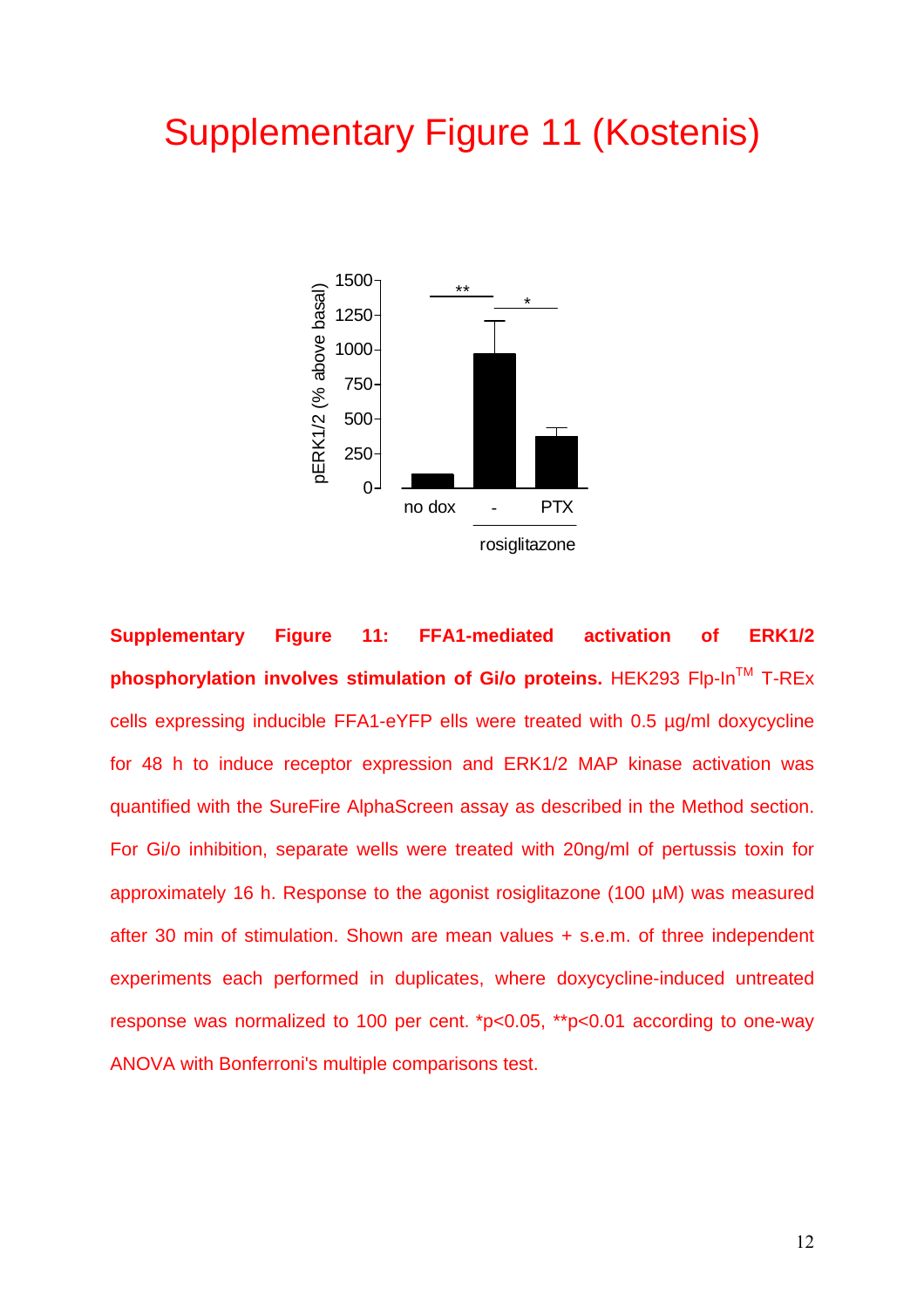# Supplementary Figure 11 (Kostenis)

pERK1/2 (% above basal)

1500
1250
1000
750
500
250
0

**
*

no dox
-
PTX

rosiglitazone

**Supplementary Figure 11: FFA1-mediated activation of ERK1/2 phosphorylation involves stimulation of Gi/o proteins.** HEK293 Flp-In$^{TM}$ T-REx cells expressing inducible FFA1-eYFP ells were treated with 0.5 µg/ml doxycycline for 48 h to induce receptor expression and ERK1/2 MAP kinase activation was quantified with the SureFire AlphaScreen assay as described in the Method section. For Gi/o inhibition, separate wells were treated with 20ng/ml of pertussis toxin for approximately 16 h. Response to the agonist rosiglitazone (100 µM) was measured after 30 min of stimulation. Shown are mean values + s.e.m. of three independent experiments each performed in duplicates, where doxycycline-induced untreated response was normalized to 100 per cent. *$p<0.05$, **$p<0.01$ according to one-way ANOVA with Bonferroni's multiple comparisons test.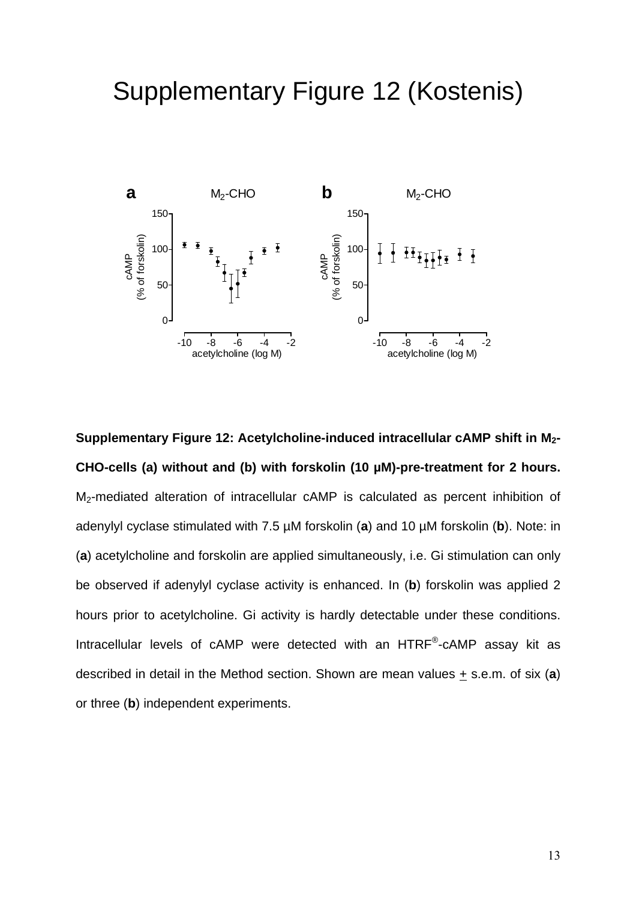# Supplementary Figure 12 (Kostenis)

a

$M_2$-CHO

150
100
50
0

cAMP (% of forskolin)

-10 -8 -6 -4 -2

acetylcholine (log M)

b

$M_2$-CHO

150
100
50
0

cAMP (% of forskolin)

-10 -8 -6 -4 -2

acetylcholine (log M)

**Supplementary Figure 12: Acetylcholine-induced intracellular cAMP shift in $M_2$-CHO-cells (a) without and (b) with forskolin (10 µM)-pre-treatment for 2 hours.** $M_2$-mediated alteration of intracellular cAMP is calculated as percent inhibition of adenylyl cyclase stimulated with 7.5 µM forskolin (**a**) and 10 µM forskolin (**b**). Note: in (**a**) acetylcholine and forskolin are applied simultaneously, i.e. Gi stimulation can only be observed if adenylyl cyclase activity is enhanced. In (**b**) forskolin was applied 2 hours prior to acetylcholine. Gi activity is hardly detectable under these conditions. Intracellular levels of cAMP were detected with an HTRF®-cAMP assay kit as described in detail in the Method section. Shown are mean values $\pm$ s.e.m. of six (**a**) or three (**b**) independent experiments.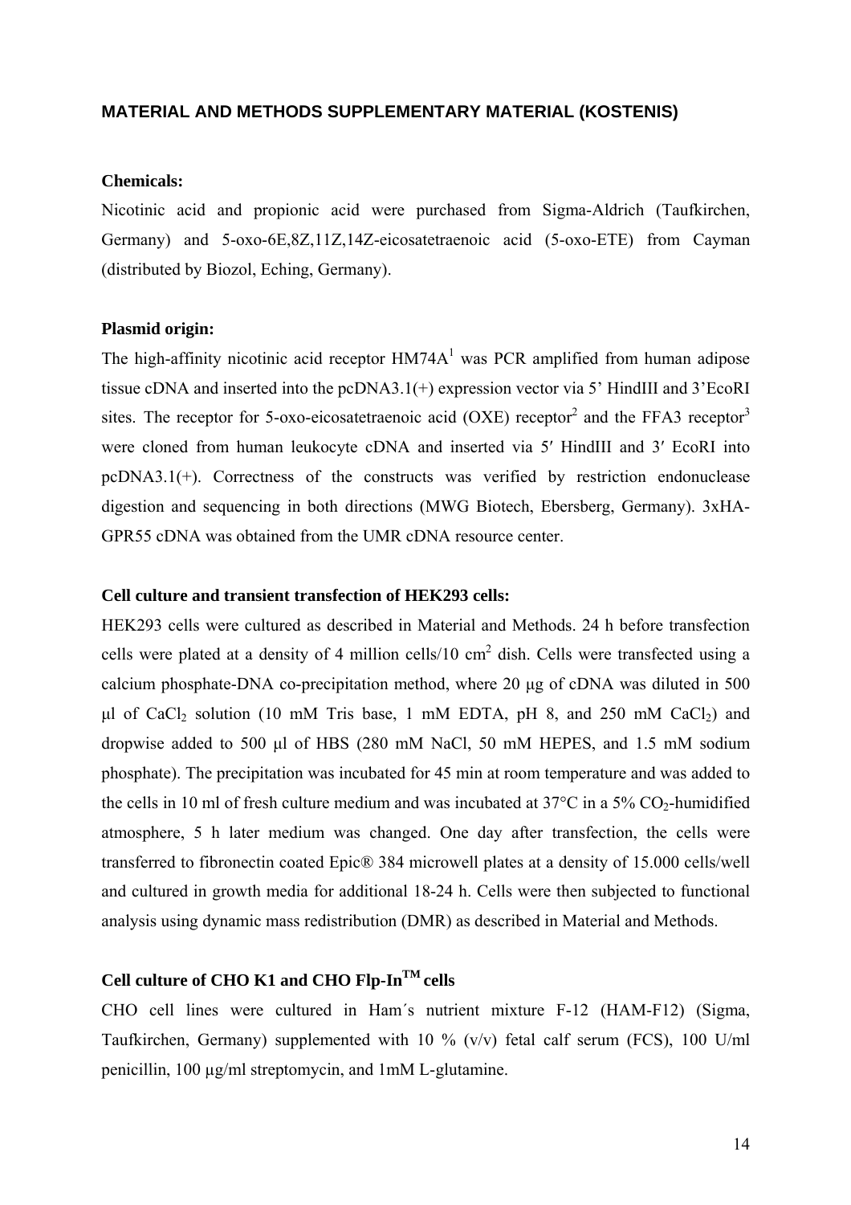## MATERIAL AND METHODS SUPPLEMENTARY MATERIAL (KOSTENIS)

**Chemicals:**

Nicotinic acid and propionic acid were purchased from Sigma-Aldrich (Taufkirchen, Germany) and 5-oxo-6E,8Z,11Z,14Z-eicosatetraenoic acid (5-oxo-ETE) from Cayman (distributed by Biozol, Eching, Germany).

**Plasmid origin:**

The high-affinity nicotinic acid receptor HM74A[1] was PCR amplified from human adipose tissue cDNA and inserted into the pcDNA3.1(+) expression vector via 5' HindIII and 3'EcoRI sites. The receptor for 5-oxo-eicosatetraenoic acid (OXE) receptor[2] and the FFA3 receptor[3] were cloned from human leukocyte cDNA and inserted via 5′ HindIII and 3′ EcoRI into pcDNA3.1(+). Correctness of the constructs was verified by restriction endonuclease digestion and sequencing in both directions (MWG Biotech, Ebersberg, Germany). 3xHA-GPR55 cDNA was obtained from the UMR cDNA resource center.

**Cell culture and transient transfection of HEK293 cells:**

HEK293 cells were cultured as described in Material and Methods. 24 h before transfection cells were plated at a density of 4 million cells/10 $cm^2$ dish. Cells were transfected using a calcium phosphate-DNA co-precipitation method, where 20 µg of cDNA was diluted in 500 µl of $CaCl_2$ solution (10 mM Tris base, 1 mM EDTA, pH 8, and 250 mM $CaCl_2$) and dropwise added to 500 µl of HBS (280 mM NaCl, 50 mM HEPES, and 1.5 mM sodium phosphate). The precipitation was incubated for 45 min at room temperature and was added to the cells in 10 ml of fresh culture medium and was incubated at 37°C in a 5% $CO_2$-humidified atmosphere, 5 h later medium was changed. One day after transfection, the cells were transferred to fibronectin coated Epic® 384 microwell plates at a density of 15.000 cells/well and cultured in growth media for additional 18-24 h. Cells were then subjected to functional analysis using dynamic mass redistribution (DMR) as described in Material and Methods.

**Cell culture of CHO K1 and CHO Flp-In™ cells**

CHO cell lines were cultured in Ham´s nutrient mixture F-12 (HAM-F12) (Sigma, Taufkirchen, Germany) supplemented with 10 % (v/v) fetal calf serum (FCS), 100 U/ml penicillin, 100 µg/ml streptomycin, and 1mM L-glutamine.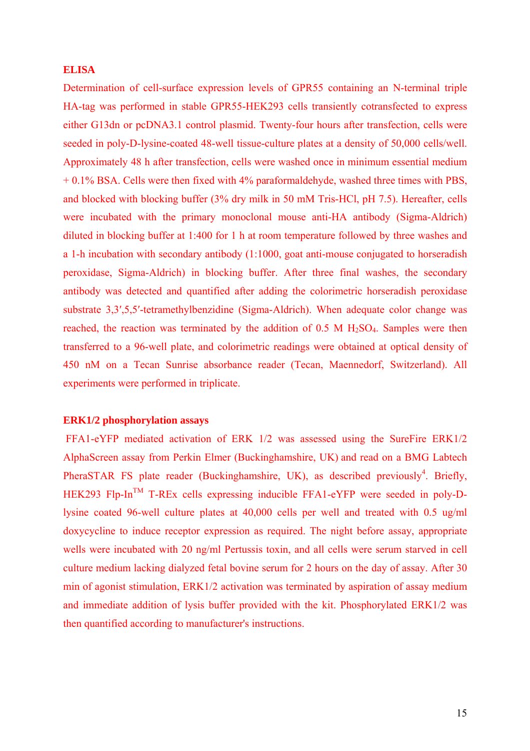## ELISA

Determination of cell-surface expression levels of GPR55 containing an N-terminal triple HA-tag was performed in stable GPR55-HEK293 cells transiently cotransfected to express either G13dn or pcDNA3.1 control plasmid. Twenty-four hours after transfection, cells were seeded in poly-D-lysine-coated 48-well tissue-culture plates at a density of 50,000 cells/well. Approximately 48 h after transfection, cells were washed once in minimum essential medium + 0.1% BSA. Cells were then fixed with 4% paraformaldehyde, washed three times with PBS, and blocked with blocking buffer (3% dry milk in 50 mM Tris-HCl, pH 7.5). Hereafter, cells were incubated with the primary monoclonal mouse anti-HA antibody (Sigma-Aldrich) diluted in blocking buffer at 1:400 for 1 h at room temperature followed by three washes and a 1-h incubation with secondary antibody (1:1000, goat anti-mouse conjugated to horseradish peroxidase, Sigma-Aldrich) in blocking buffer. After three final washes, the secondary antibody was detected and quantified after adding the colorimetric horseradish peroxidase substrate 3,3′,5,5′-tetramethylbenzidine (Sigma-Aldrich). When adequate color change was reached, the reaction was terminated by the addition of 0.5 M $H_2SO_4$. Samples were then transferred to a 96-well plate, and colorimetric readings were obtained at optical density of 450 nM on a Tecan Sunrise absorbance reader (Tecan, Maennedorf, Switzerland). All experiments were performed in triplicate.

## ERK1/2 phosphorylation assays

FFA1-eYFP mediated activation of ERK 1/2 was assessed using the SureFire ERK1/2 AlphaScreen assay from Perkin Elmer (Buckinghamshire, UK) and read on a BMG Labtech PheraSTAR FS plate reader (Buckinghamshire, UK), as described previously[4]. Briefly, HEK293 Flp-In™ T-REx cells expressing inducible FFA1-eYFP were seeded in poly-D-lysine coated 96-well culture plates at 40,000 cells per well and treated with 0.5 ug/ml doxycycline to induce receptor expression as required. The night before assay, appropriate wells were incubated with 20 ng/ml Pertussis toxin, and all cells were serum starved in cell culture medium lacking dialyzed fetal bovine serum for 2 hours on the day of assay. After 30 min of agonist stimulation, ERK1/2 activation was terminated by aspiration of assay medium and immediate addition of lysis buffer provided with the kit. Phosphorylated ERK1/2 was then quantified according to manufacturer's instructions.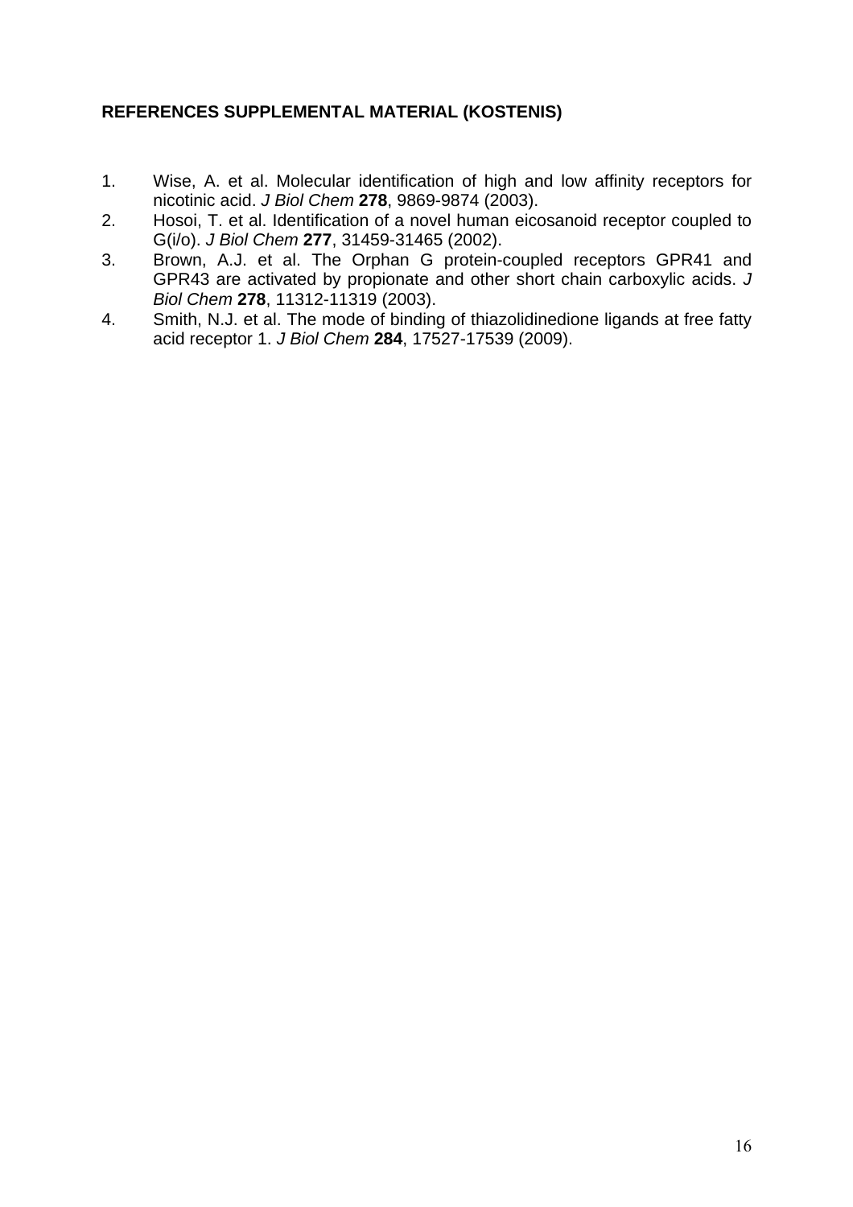**REFERENCES SUPPLEMENTAL MATERIAL (KOSTENIS)**

1. Wise, A. et al. Molecular identification of high and low affinity receptors for nicotinic acid. *J Biol Chem* **278**, 9869-9874 (2003).
2. Hosoi, T. et al. Identification of a novel human eicosanoid receptor coupled to G(i/o). *J Biol Chem* **277**, 31459-31465 (2002).
3. Brown, A.J. et al. The Orphan G protein-coupled receptors GPR41 and GPR43 are activated by propionate and other short chain carboxylic acids. *J Biol Chem* **278**, 11312-11319 (2003).
4. Smith, N.J. et al. The mode of binding of thiazolidinedione ligands at free fatty acid receptor 1. *J Biol Chem* **284**, 17527-17539 (2009).